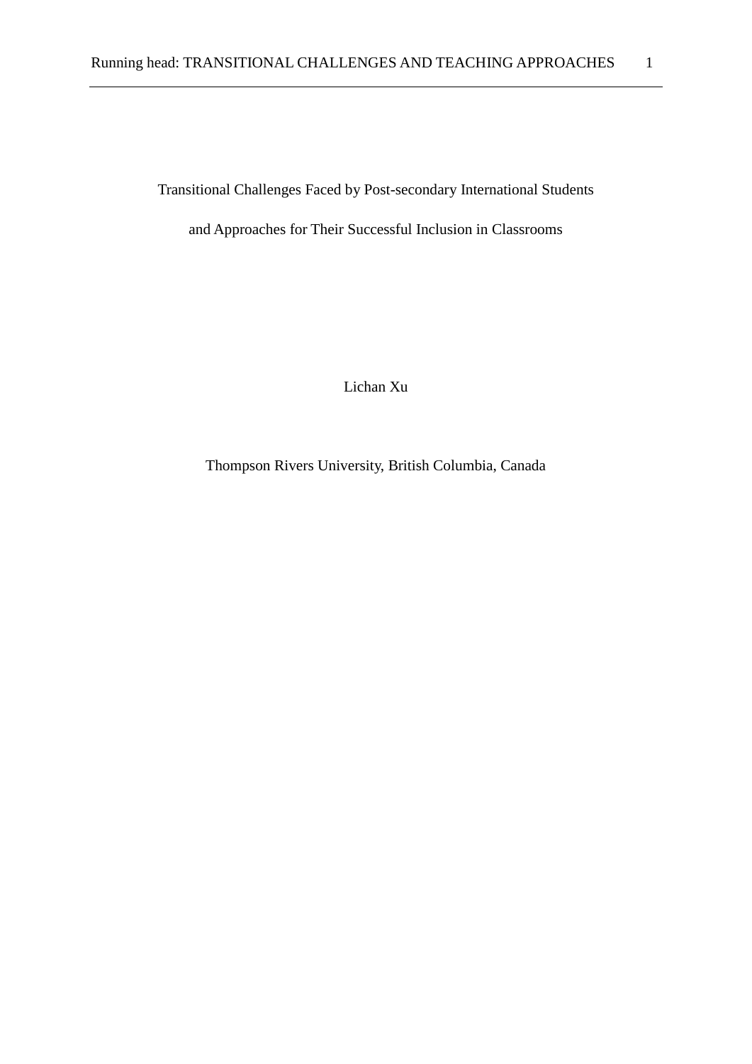# Transitional Challenges Faced by Post-secondary International Students and Approaches for Their Successful Inclusion in Classrooms

Lichan Xu

Thompson Rivers University, British Columbia, Canada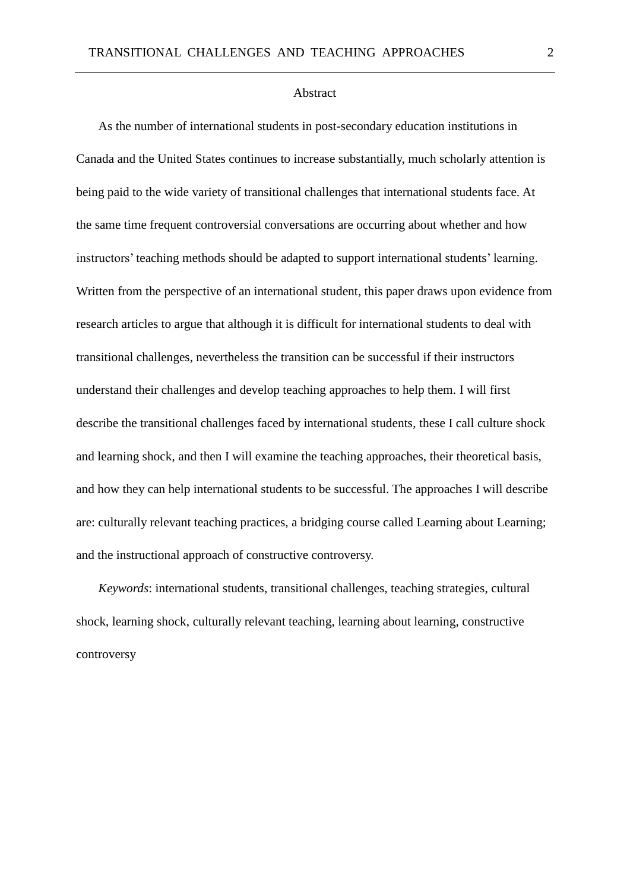# Abstract

As the number of international students in post-secondary education institutions in Canada and the United States continues to increase substantially, much scholarly attention is being paid to the wide variety of transitional challenges that international students face. At the same time frequent controversial conversations are occurring about whether and how instructors' teaching methods should be adapted to support international students' learning. Written from the perspective of an international student, this paper draws upon evidence from research articles to argue that although it is difficult for international students to deal with transitional challenges, nevertheless the transition can be successful if their instructors understand their challenges and develop teaching approaches to help them. I will first describe the transitional challenges faced by international students, these I call culture shock and learning shock, and then I will examine the teaching approaches, their theoretical basis, and how they can help international students to be successful. The approaches I will describe are: culturally relevant teaching practices, a bridging course called Learning about Learning; and the instructional approach of constructive controversy.

*Keywords*: international students, transitional challenges, teaching strategies, cultural shock, learning shock, culturally relevant teaching, learning about learning, constructive controversy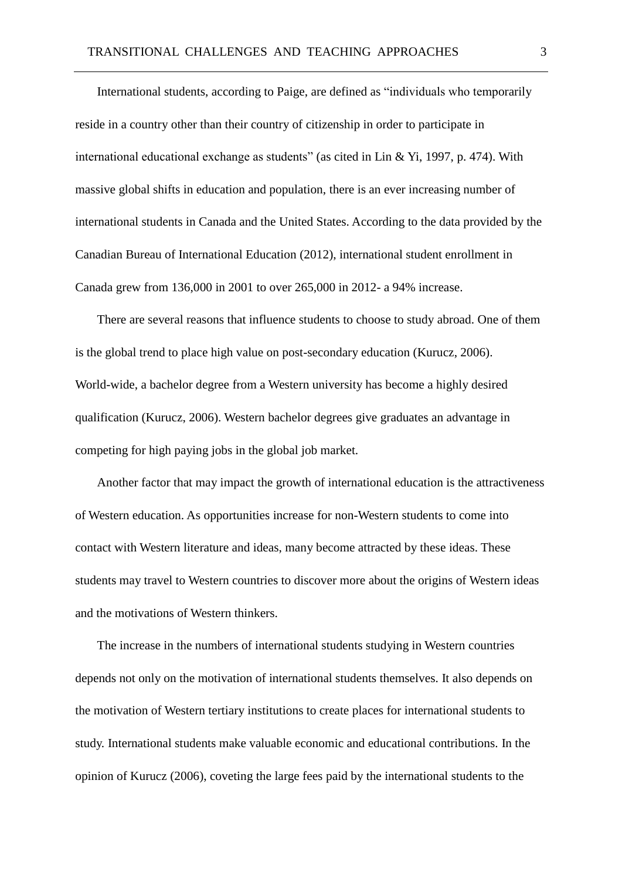International students, according to Paige, are defined as “individuals who temporarily reside in a country other than their country of citizenship in order to participate in international educational exchange as students” (as cited in Lin & Yi, 1997, p. 474). With massive global shifts in education and population, there is an ever increasing number of international students in Canada and the United States. According to the data provided by the Canadian Bureau of International Education (2012), international student enrollment in Canada grew from 136,000 in 2001 to over 265,000 in 2012- a 94% increase.

There are several reasons that influence students to choose to study abroad. One of them is the global trend to place high value on post-secondary education (Kurucz, 2006). World-wide, a bachelor degree from a Western university has become a highly desired qualification (Kurucz, 2006). Western bachelor degrees give graduates an advantage in competing for high paying jobs in the global job market.

Another factor that may impact the growth of international education is the attractiveness of Western education. As opportunities increase for non-Western students to come into contact with Western literature and ideas, many become attracted by these ideas. These students may travel to Western countries to discover more about the origins of Western ideas and the motivations of Western thinkers.

The increase in the numbers of international students studying in Western countries depends not only on the motivation of international students themselves. It also depends on the motivation of Western tertiary institutions to create places for international students to study. International students make valuable economic and educational contributions. In the opinion of Kurucz (2006), coveting the large fees paid by the international students to the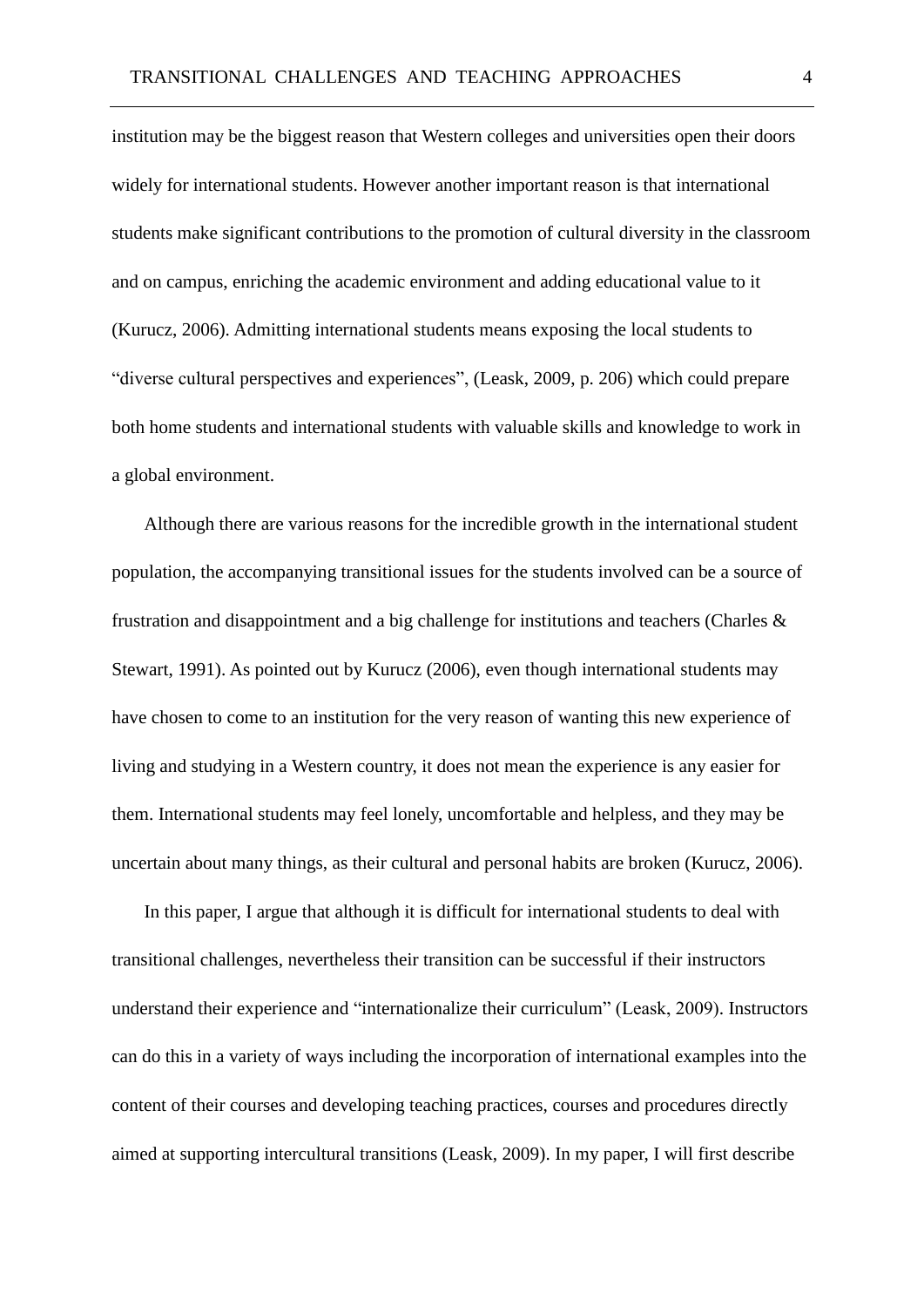institution may be the biggest reason that Western colleges and universities open their doors widely for international students. However another important reason is that international students make significant contributions to the promotion of cultural diversity in the classroom and on campus, enriching the academic environment and adding educational value to it (Kurucz, 2006). Admitting international students means exposing the local students to "diverse cultural perspectives and experiences", (Leask, 2009, p. 206) which could prepare both home students and international students with valuable skills and knowledge to work in a global environment.

Although there are various reasons for the incredible growth in the international student population, the accompanying transitional issues for the students involved can be a source of frustration and disappointment and a big challenge for institutions and teachers (Charles & Stewart, 1991). As pointed out by Kurucz (2006), even though international students may have chosen to come to an institution for the very reason of wanting this new experience of living and studying in a Western country, it does not mean the experience is any easier for them. International students may feel lonely, uncomfortable and helpless, and they may be uncertain about many things, as their cultural and personal habits are broken (Kurucz, 2006).

In this paper, I argue that although it is difficult for international students to deal with transitional challenges, nevertheless their transition can be successful if their instructors understand their experience and "internationalize their curriculum" (Leask, 2009). Instructors can do this in a variety of ways including the incorporation of international examples into the content of their courses and developing teaching practices, courses and procedures directly aimed at supporting intercultural transitions (Leask, 2009). In my paper, I will first describe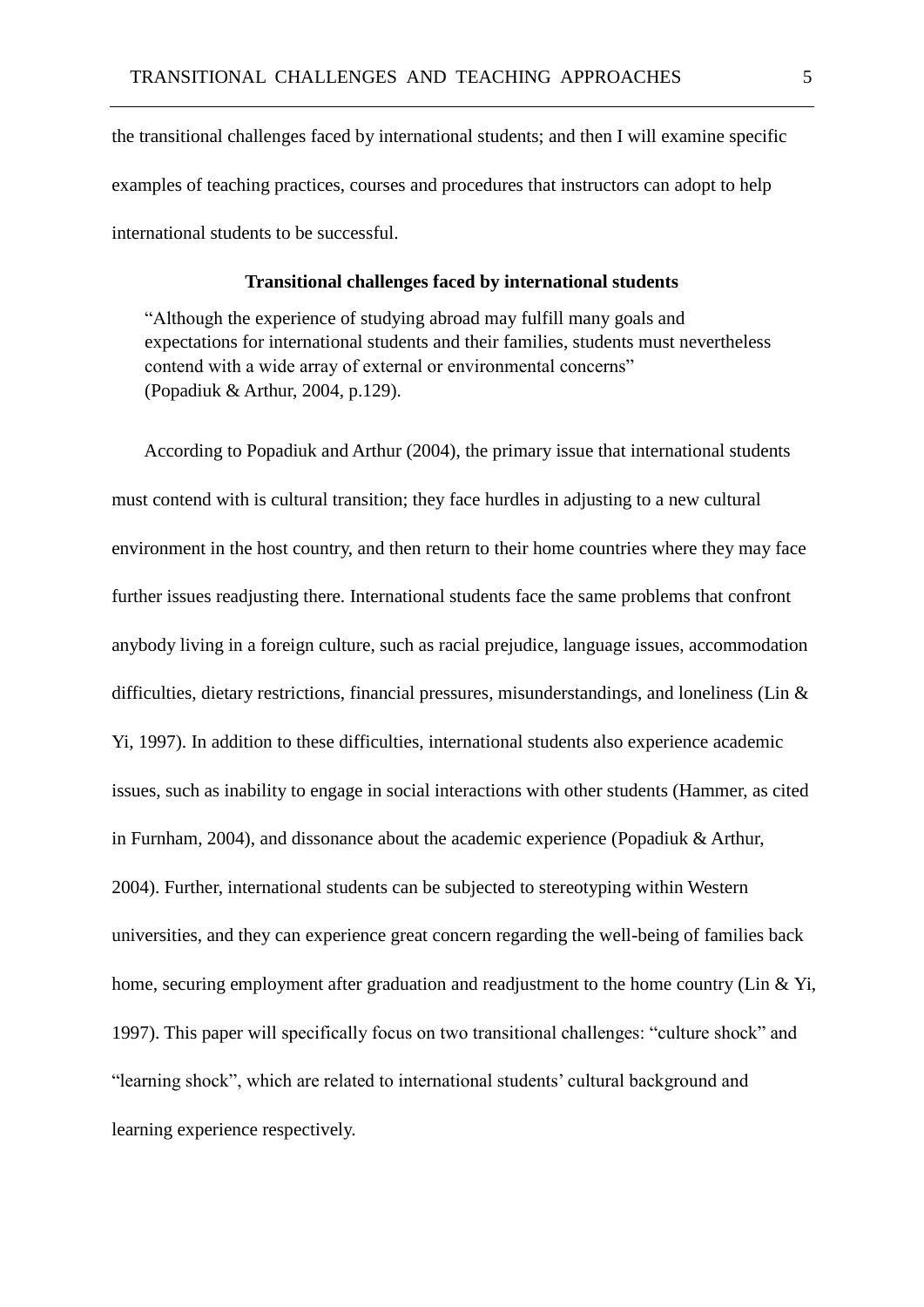the transitional challenges faced by international students; and then I will examine specific examples of teaching practices, courses and procedures that instructors can adopt to help international students to be successful.

## Transitional challenges faced by international students

> "Although the experience of studying abroad may fulfill many goals and expectations for international students and their families, students must nevertheless contend with a wide array of external or environmental concerns" (Popadiuk & Arthur, 2004, p.129).

According to Popadiuk and Arthur (2004), the primary issue that international students must contend with is cultural transition; they face hurdles in adjusting to a new cultural environment in the host country, and then return to their home countries where they may face further issues readjusting there. International students face the same problems that confront anybody living in a foreign culture, such as racial prejudice, language issues, accommodation difficulties, dietary restrictions, financial pressures, misunderstandings, and loneliness (Lin & Yi, 1997). In addition to these difficulties, international students also experience academic issues, such as inability to engage in social interactions with other students (Hammer, as cited in Furnham, 2004), and dissonance about the academic experience (Popadiuk & Arthur, 2004). Further, international students can be subjected to stereotyping within Western universities, and they can experience great concern regarding the well-being of families back home, securing employment after graduation and readjustment to the home country (Lin & Yi, 1997). This paper will specifically focus on two transitional challenges: "culture shock" and "learning shock", which are related to international students' cultural background and learning experience respectively.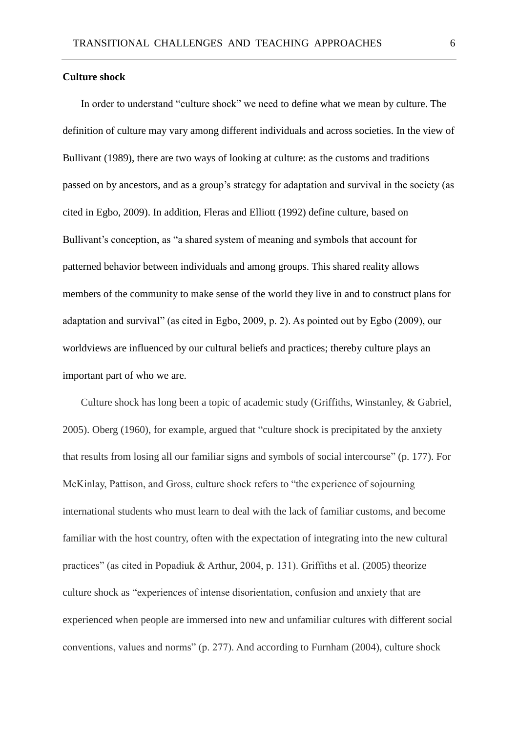**Culture shock**

In order to understand "culture shock" we need to define what we mean by culture. The definition of culture may vary among different individuals and across societies. In the view of Bullivant (1989), there are two ways of looking at culture: as the customs and traditions passed on by ancestors, and as a group's strategy for adaptation and survival in the society (as cited in Egbo, 2009). In addition, Fleras and Elliott (1992) define culture, based on Bullivant's conception, as "a shared system of meaning and symbols that account for patterned behavior between individuals and among groups. This shared reality allows members of the community to make sense of the world they live in and to construct plans for adaptation and survival" (as cited in Egbo, 2009, p. 2). As pointed out by Egbo (2009), our worldviews are influenced by our cultural beliefs and practices; thereby culture plays an important part of who we are.

Culture shock has long been a topic of academic study (Griffiths, Winstanley, & Gabriel, 2005). Oberg (1960), for example, argued that "culture shock is precipitated by the anxiety that results from losing all our familiar signs and symbols of social intercourse" (p. 177). For McKinlay, Pattison, and Gross, culture shock refers to "the experience of sojourning international students who must learn to deal with the lack of familiar customs, and become familiar with the host country, often with the expectation of integrating into the new cultural practices" (as cited in Popadiuk & Arthur, 2004, p. 131). Griffiths et al. (2005) theorize culture shock as "experiences of intense disorientation, confusion and anxiety that are experienced when people are immersed into new and unfamiliar cultures with different social conventions, values and norms" (p. 277). And according to Furnham (2004), culture shock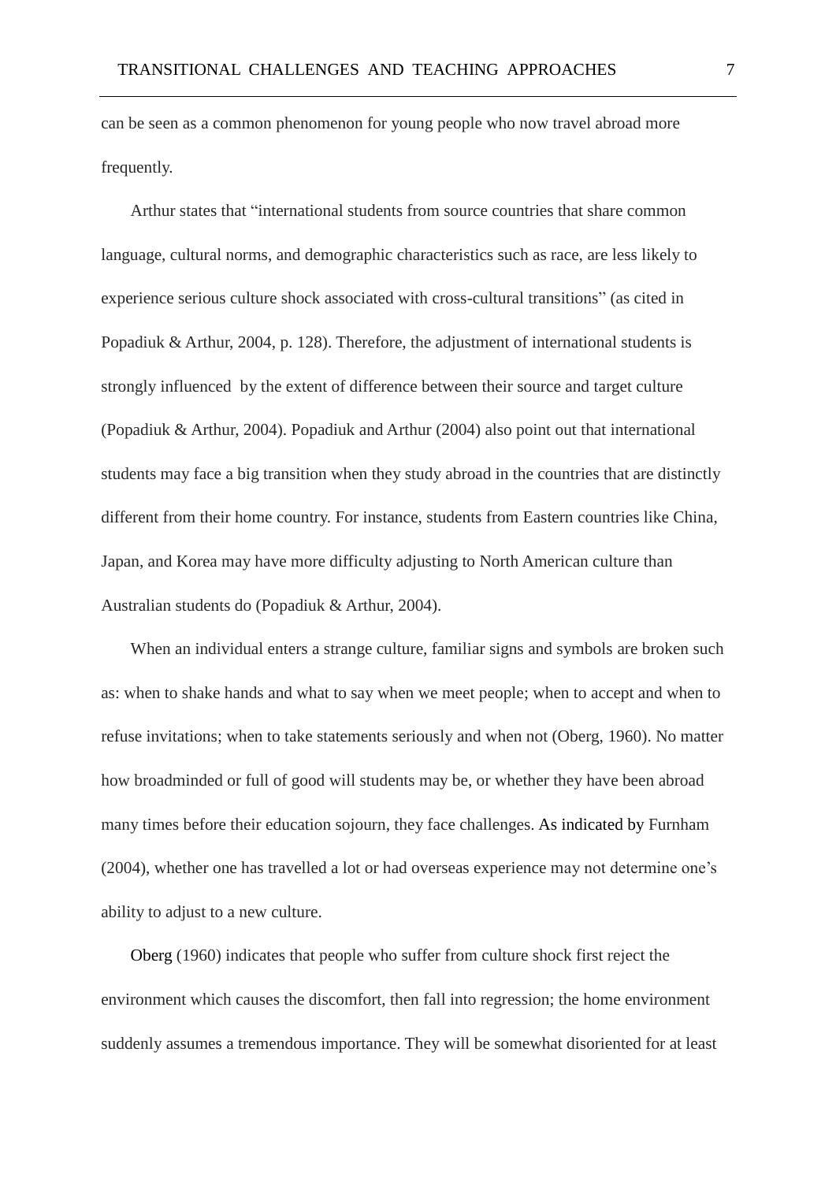can be seen as a common phenomenon for young people who now travel abroad more frequently.

Arthur states that "international students from source countries that share common language, cultural norms, and demographic characteristics such as race, are less likely to experience serious culture shock associated with cross-cultural transitions" (as cited in Popadiuk & Arthur, 2004, p. 128). Therefore, the adjustment of international students is strongly influenced  by the extent of difference between their source and target culture (Popadiuk & Arthur, 2004). Popadiuk and Arthur (2004) also point out that international students may face a big transition when they study abroad in the countries that are distinctly different from their home country. For instance, students from Eastern countries like China, Japan, and Korea may have more difficulty adjusting to North American culture than Australian students do (Popadiuk & Arthur, 2004).

When an individual enters a strange culture, familiar signs and symbols are broken such as: when to shake hands and what to say when we meet people; when to accept and when to refuse invitations; when to take statements seriously and when not (Oberg, 1960). No matter how broadminded or full of good will students may be, or whether they have been abroad many times before their education sojourn, they face challenges. As indicated by Furnham (2004), whether one has travelled a lot or had overseas experience may not determine one's ability to adjust to a new culture.

Oberg (1960) indicates that people who suffer from culture shock first reject the environment which causes the discomfort, then fall into regression; the home environment suddenly assumes a tremendous importance. They will be somewhat disoriented for at least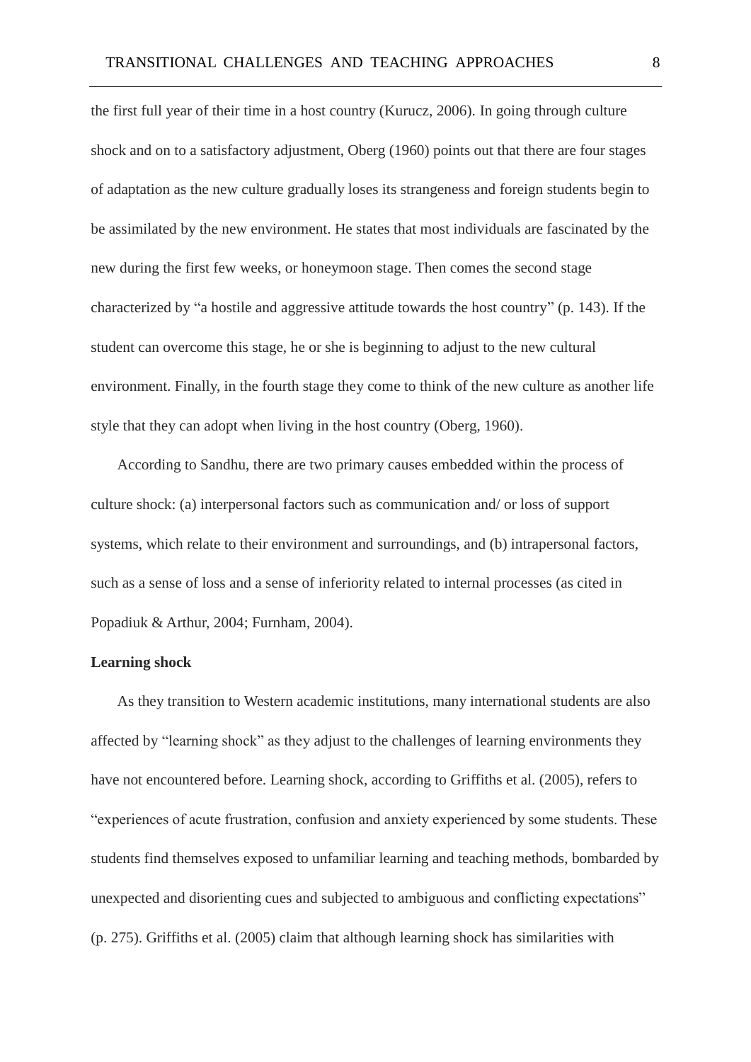the first full year of their time in a host country (Kurucz, 2006). In going through culture shock and on to a satisfactory adjustment, Oberg (1960) points out that there are four stages of adaptation as the new culture gradually loses its strangeness and foreign students begin to be assimilated by the new environment. He states that most individuals are fascinated by the new during the first few weeks, or honeymoon stage. Then comes the second stage characterized by "a hostile and aggressive attitude towards the host country" (p. 143). If the student can overcome this stage, he or she is beginning to adjust to the new cultural environment. Finally, in the fourth stage they come to think of the new culture as another life style that they can adopt when living in the host country (Oberg, 1960).

According to Sandhu, there are two primary causes embedded within the process of culture shock: (a) interpersonal factors such as communication and/ or loss of support systems, which relate to their environment and surroundings, and (b) intrapersonal factors, such as a sense of loss and a sense of inferiority related to internal processes (as cited in Popadiuk & Arthur, 2004; Furnham, 2004).

**Learning shock**

As they transition to Western academic institutions, many international students are also affected by "learning shock" as they adjust to the challenges of learning environments they have not encountered before. Learning shock, according to Griffiths et al. (2005), refers to "experiences of acute frustration, confusion and anxiety experienced by some students. These students find themselves exposed to unfamiliar learning and teaching methods, bombarded by unexpected and disorienting cues and subjected to ambiguous and conflicting expectations" (p. 275). Griffiths et al. (2005) claim that although learning shock has similarities with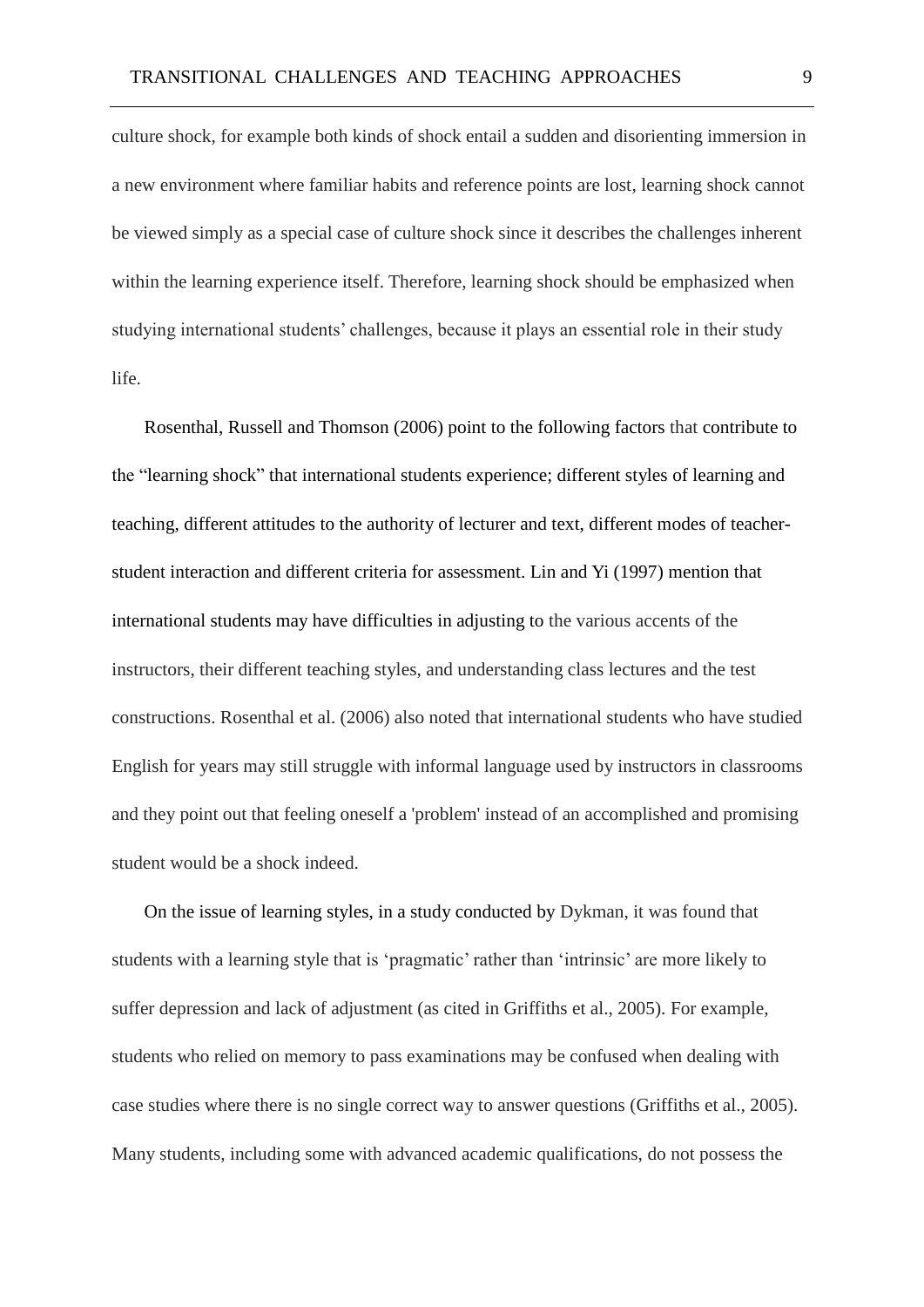culture shock, for example both kinds of shock entail a sudden and disorienting immersion in a new environment where familiar habits and reference points are lost, learning shock cannot be viewed simply as a special case of culture shock since it describes the challenges inherent within the learning experience itself. Therefore, learning shock should be emphasized when studying international students' challenges, because it plays an essential role in their study life.

Rosenthal, Russell and Thomson (2006) point to the following factors that contribute to the "learning shock" that international students experience; different styles of learning and teaching, different attitudes to the authority of lecturer and text, different modes of teacher-student interaction and different criteria for assessment. Lin and Yi (1997) mention that international students may have difficulties in adjusting to the various accents of the instructors, their different teaching styles, and understanding class lectures and the test constructions. Rosenthal et al. (2006) also noted that international students who have studied English for years may still struggle with informal language used by instructors in classrooms and they point out that feeling oneself a 'problem' instead of an accomplished and promising student would be a shock indeed.

On the issue of learning styles, in a study conducted by Dykman, it was found that students with a learning style that is 'pragmatic' rather than 'intrinsic' are more likely to suffer depression and lack of adjustment (as cited in Griffiths et al., 2005). For example, students who relied on memory to pass examinations may be confused when dealing with case studies where there is no single correct way to answer questions (Griffiths et al., 2005). Many students, including some with advanced academic qualifications, do not possess the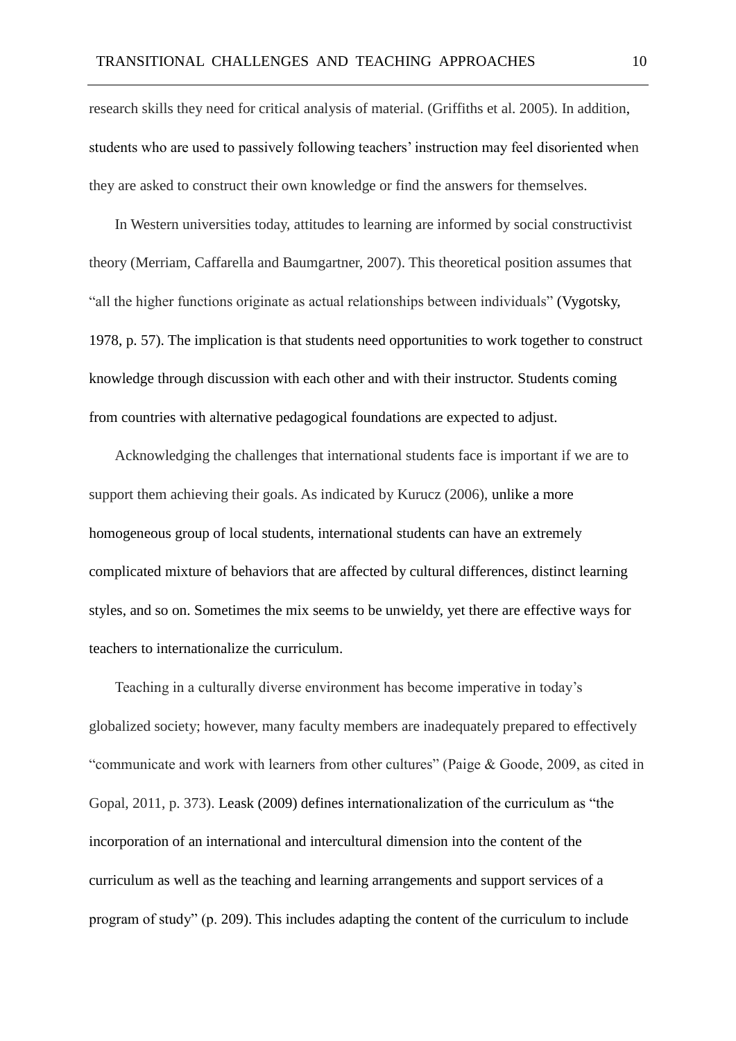research skills they need for critical analysis of material. (Griffiths et al. 2005). In addition, students who are used to passively following teachers' instruction may feel disoriented when they are asked to construct their own knowledge or find the answers for themselves.

In Western universities today, attitudes to learning are informed by social constructivist theory (Merriam, Caffarella and Baumgartner, 2007). This theoretical position assumes that "all the higher functions originate as actual relationships between individuals" (Vygotsky, 1978, p. 57). The implication is that students need opportunities to work together to construct knowledge through discussion with each other and with their instructor. Students coming from countries with alternative pedagogical foundations are expected to adjust.

Acknowledging the challenges that international students face is important if we are to support them achieving their goals. As indicated by Kurucz (2006), unlike a more homogeneous group of local students, international students can have an extremely complicated mixture of behaviors that are affected by cultural differences, distinct learning styles, and so on. Sometimes the mix seems to be unwieldy, yet there are effective ways for teachers to internationalize the curriculum.

Teaching in a culturally diverse environment has become imperative in today's globalized society; however, many faculty members are inadequately prepared to effectively "communicate and work with learners from other cultures" (Paige & Goode, 2009, as cited in Gopal, 2011, p. 373). Leask (2009) defines internationalization of the curriculum as "the incorporation of an international and intercultural dimension into the content of the curriculum as well as the teaching and learning arrangements and support services of a program of study" (p. 209). This includes adapting the content of the curriculum to include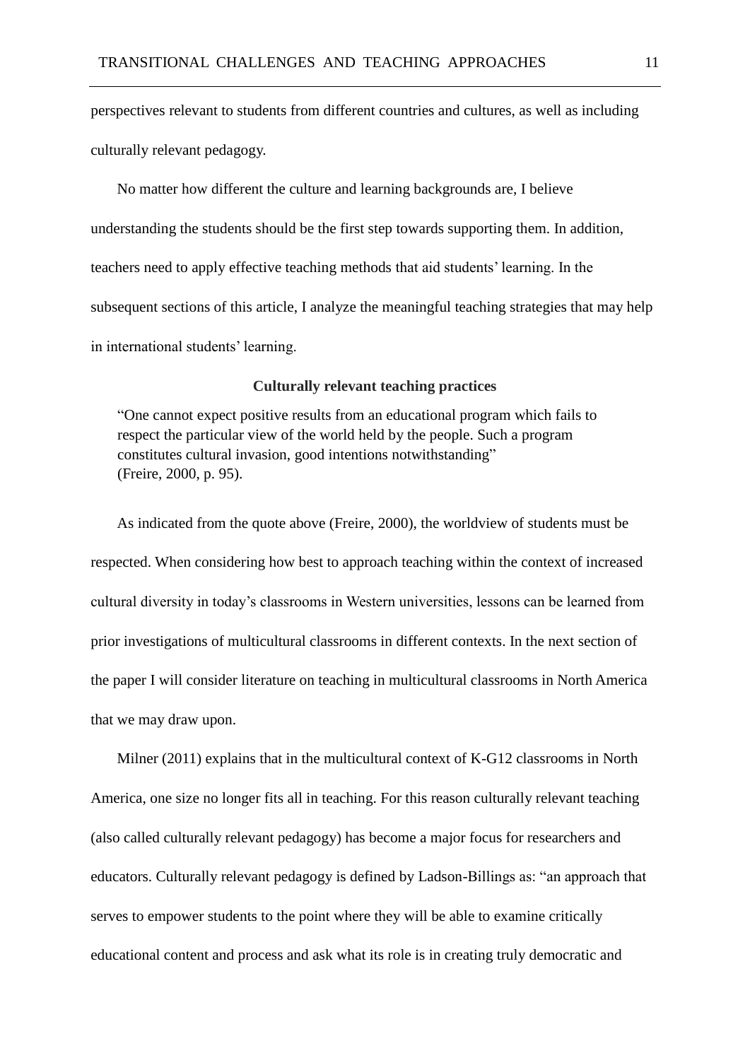perspectives relevant to students from different countries and cultures, as well as including culturally relevant pedagogy.

No matter how different the culture and learning backgrounds are, I believe understanding the students should be the first step towards supporting them. In addition, teachers need to apply effective teaching methods that aid students' learning. In the subsequent sections of this article, I analyze the meaningful teaching strategies that may help in international students' learning.

## Culturally relevant teaching practices

> "One cannot expect positive results from an educational program which fails to respect the particular view of the world held by the people. Such a program constitutes cultural invasion, good intentions notwithstanding" (Freire, 2000, p. 95).

As indicated from the quote above (Freire, 2000), the worldview of students must be respected. When considering how best to approach teaching within the context of increased cultural diversity in today's classrooms in Western universities, lessons can be learned from prior investigations of multicultural classrooms in different contexts. In the next section of the paper I will consider literature on teaching in multicultural classrooms in North America that we may draw upon.

Milner (2011) explains that in the multicultural context of K-G12 classrooms in North America, one size no longer fits all in teaching. For this reason culturally relevant teaching (also called culturally relevant pedagogy) has become a major focus for researchers and educators. Culturally relevant pedagogy is defined by Ladson-Billings as: "an approach that serves to empower students to the point where they will be able to examine critically educational content and process and ask what its role is in creating truly democratic and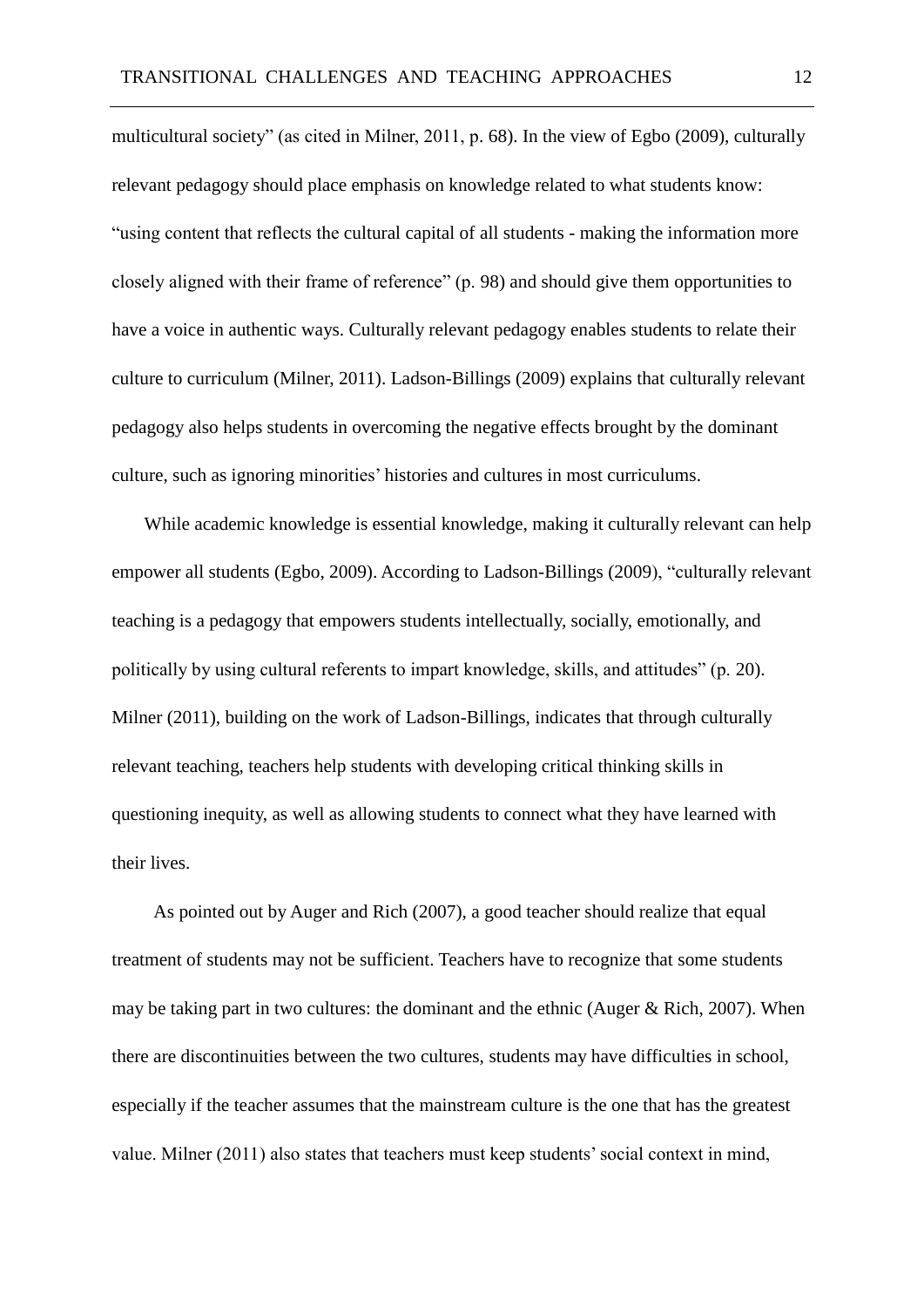multicultural society" (as cited in Milner, 2011, p. 68). In the view of Egbo (2009), culturally relevant pedagogy should place emphasis on knowledge related to what students know: "using content that reflects the cultural capital of all students - making the information more closely aligned with their frame of reference" (p. 98) and should give them opportunities to have a voice in authentic ways. Culturally relevant pedagogy enables students to relate their culture to curriculum (Milner, 2011). Ladson-Billings (2009) explains that culturally relevant pedagogy also helps students in overcoming the negative effects brought by the dominant culture, such as ignoring minorities' histories and cultures in most curriculums.

While academic knowledge is essential knowledge, making it culturally relevant can help empower all students (Egbo, 2009). According to Ladson-Billings (2009), "culturally relevant teaching is a pedagogy that empowers students intellectually, socially, emotionally, and politically by using cultural referents to impart knowledge, skills, and attitudes" (p. 20). Milner (2011), building on the work of Ladson-Billings, indicates that through culturally relevant teaching, teachers help students with developing critical thinking skills in questioning inequity, as well as allowing students to connect what they have learned with their lives.

As pointed out by Auger and Rich (2007), a good teacher should realize that equal treatment of students may not be sufficient. Teachers have to recognize that some students may be taking part in two cultures: the dominant and the ethnic (Auger & Rich, 2007). When there are discontinuities between the two cultures, students may have difficulties in school, especially if the teacher assumes that the mainstream culture is the one that has the greatest value. Milner (2011) also states that teachers must keep students' social context in mind,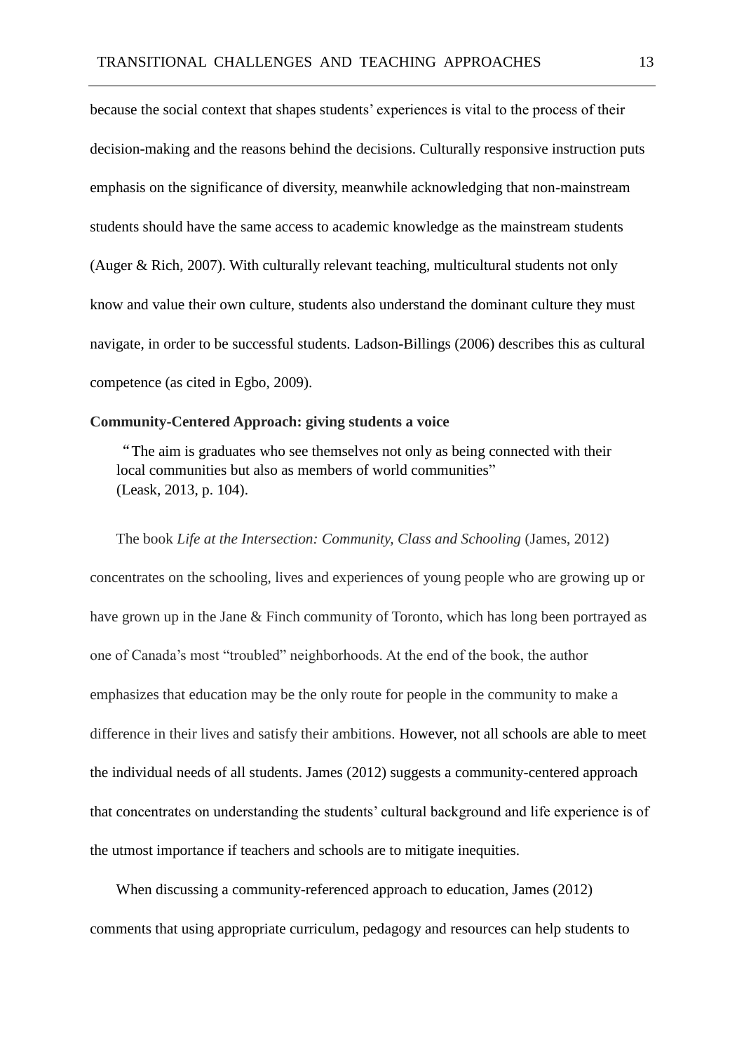because the social context that shapes students' experiences is vital to the process of their decision-making and the reasons behind the decisions. Culturally responsive instruction puts emphasis on the significance of diversity, meanwhile acknowledging that non-mainstream students should have the same access to academic knowledge as the mainstream students (Auger & Rich, 2007). With culturally relevant teaching, multicultural students not only know and value their own culture, students also understand the dominant culture they must navigate, in order to be successful students. Ladson-Billings (2006) describes this as cultural competence (as cited in Egbo, 2009).

**Community-Centered Approach: giving students a voice**

> "The aim is graduates who see themselves not only as being connected with their local communities but also as members of world communities"
> (Leask, 2013, p. 104).

The book *Life at the Intersection: Community, Class and Schooling* (James, 2012) concentrates on the schooling, lives and experiences of young people who are growing up or have grown up in the Jane & Finch community of Toronto, which has long been portrayed as one of Canada's most "troubled" neighborhoods. At the end of the book, the author emphasizes that education may be the only route for people in the community to make a difference in their lives and satisfy their ambitions. However, not all schools are able to meet the individual needs of all students. James (2012) suggests a community-centered approach that concentrates on understanding the students' cultural background and life experience is of the utmost importance if teachers and schools are to mitigate inequities.

When discussing a community-referenced approach to education, James (2012) comments that using appropriate curriculum, pedagogy and resources can help students to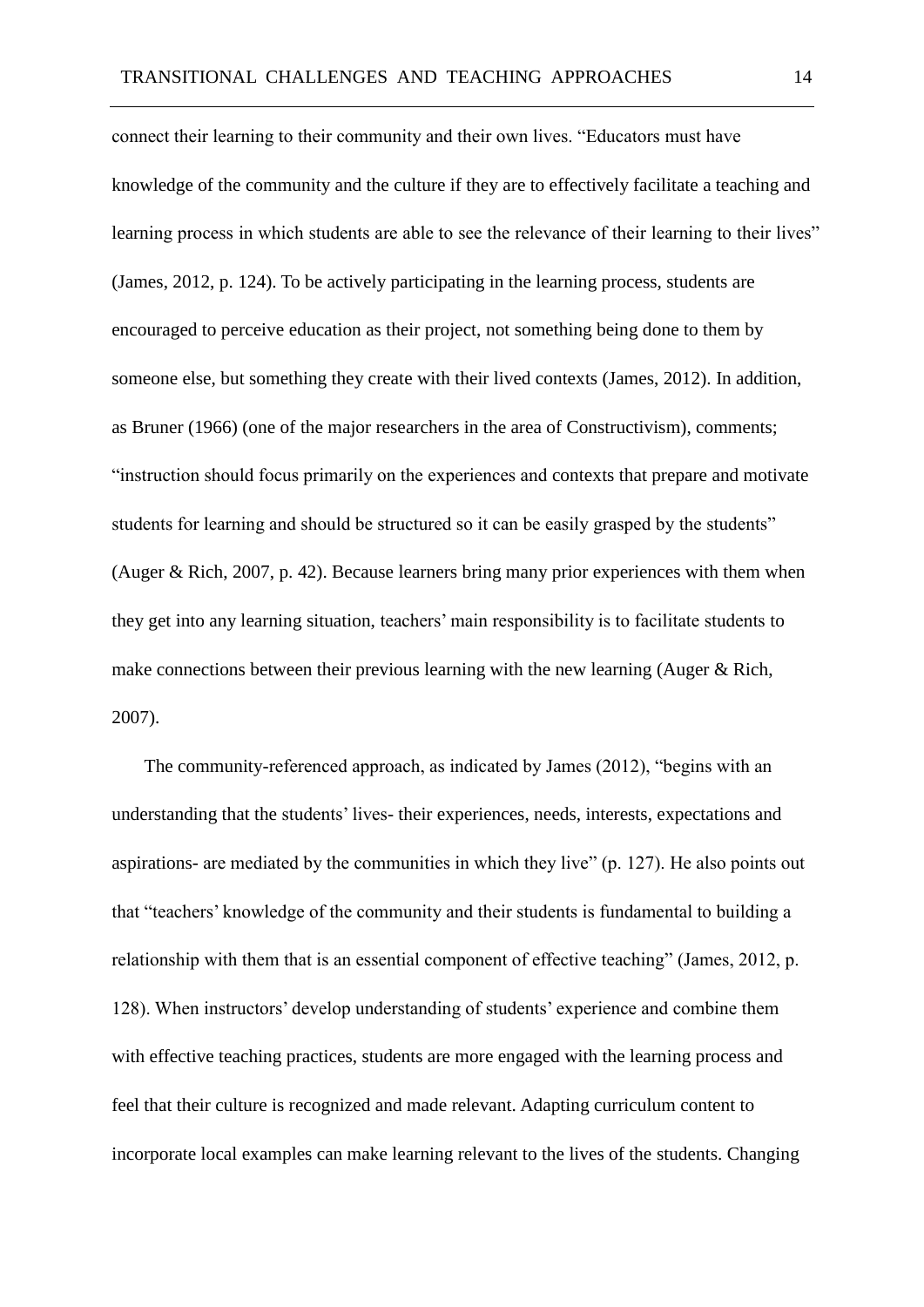connect their learning to their community and their own lives. "Educators must have knowledge of the community and the culture if they are to effectively facilitate a teaching and learning process in which students are able to see the relevance of their learning to their lives" (James, 2012, p. 124). To be actively participating in the learning process, students are encouraged to perceive education as their project, not something being done to them by someone else, but something they create with their lived contexts (James, 2012). In addition, as Bruner (1966) (one of the major researchers in the area of Constructivism), comments; "instruction should focus primarily on the experiences and contexts that prepare and motivate students for learning and should be structured so it can be easily grasped by the students" (Auger & Rich, 2007, p. 42). Because learners bring many prior experiences with them when they get into any learning situation, teachers' main responsibility is to facilitate students to make connections between their previous learning with the new learning (Auger & Rich, 2007).

The community-referenced approach, as indicated by James (2012), "begins with an understanding that the students' lives- their experiences, needs, interests, expectations and aspirations- are mediated by the communities in which they live" (p. 127). He also points out that "teachers' knowledge of the community and their students is fundamental to building a relationship with them that is an essential component of effective teaching" (James, 2012, p. 128). When instructors' develop understanding of students' experience and combine them with effective teaching practices, students are more engaged with the learning process and feel that their culture is recognized and made relevant. Adapting curriculum content to incorporate local examples can make learning relevant to the lives of the students. Changing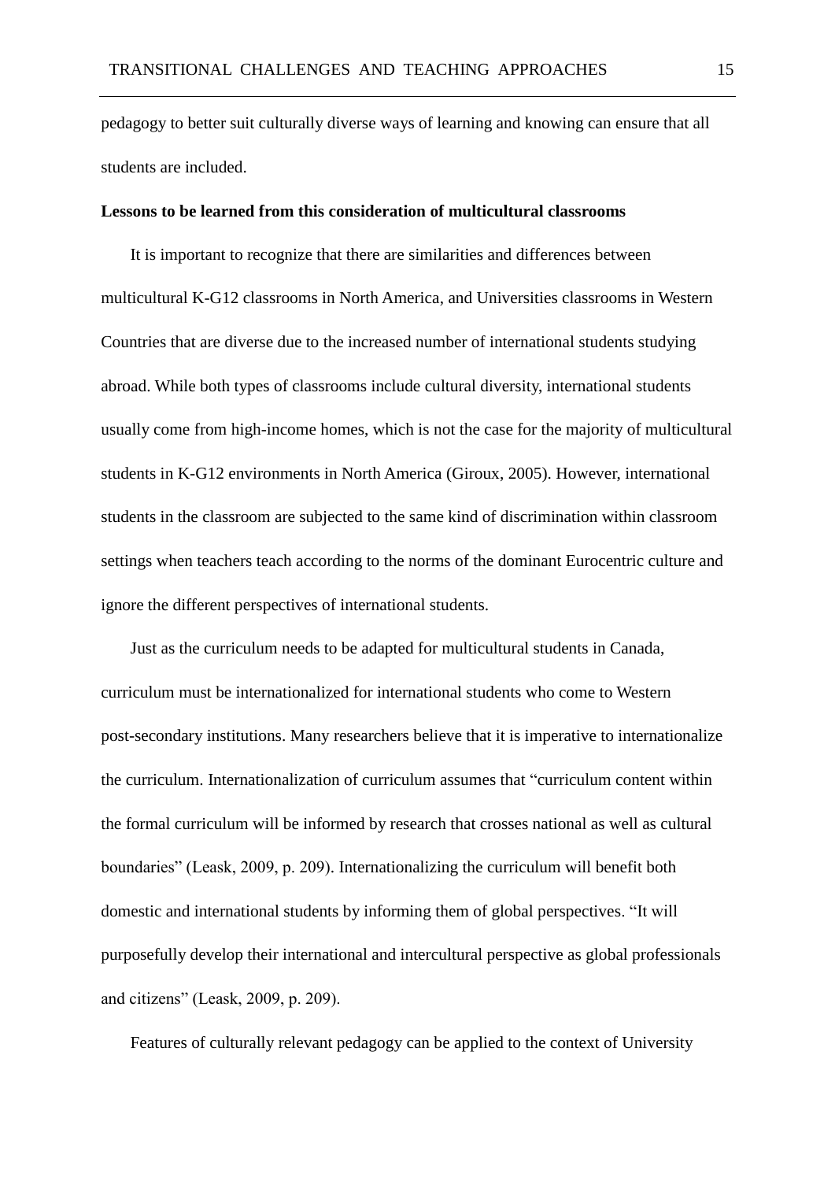pedagogy to better suit culturally diverse ways of learning and knowing can ensure that all students are included.

**Lessons to be learned from this consideration of multicultural classrooms**

It is important to recognize that there are similarities and differences between multicultural K-G12 classrooms in North America, and Universities classrooms in Western Countries that are diverse due to the increased number of international students studying abroad. While both types of classrooms include cultural diversity, international students usually come from high-income homes, which is not the case for the majority of multicultural students in K-G12 environments in North America (Giroux, 2005). However, international students in the classroom are subjected to the same kind of discrimination within classroom settings when teachers teach according to the norms of the dominant Eurocentric culture and ignore the different perspectives of international students.

Just as the curriculum needs to be adapted for multicultural students in Canada, curriculum must be internationalized for international students who come to Western post-secondary institutions. Many researchers believe that it is imperative to internationalize the curriculum. Internationalization of curriculum assumes that "curriculum content within the formal curriculum will be informed by research that crosses national as well as cultural boundaries" (Leask, 2009, p. 209). Internationalizing the curriculum will benefit both domestic and international students by informing them of global perspectives. "It will purposefully develop their international and intercultural perspective as global professionals and citizens" (Leask, 2009, p. 209).

Features of culturally relevant pedagogy can be applied to the context of University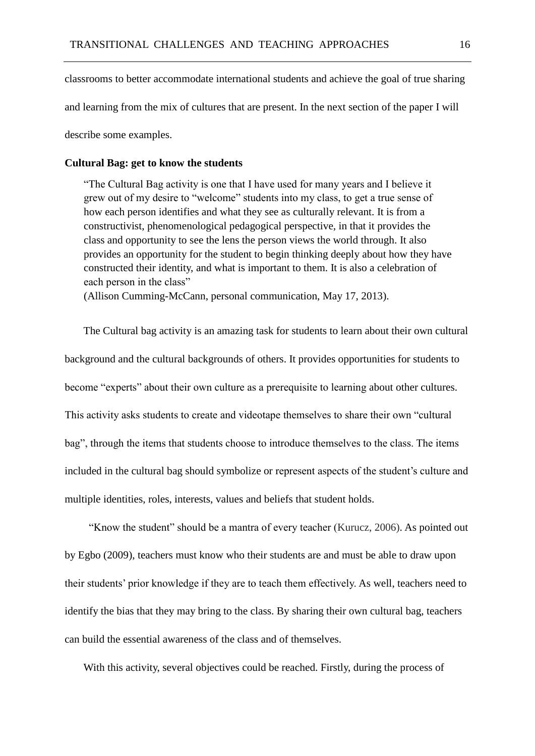classrooms to better accommodate international students and achieve the goal of true sharing and learning from the mix of cultures that are present. In the next section of the paper I will describe some examples.

**Cultural Bag: get to know the students**

> "The Cultural Bag activity is one that I have used for many years and I believe it grew out of my desire to "welcome" students into my class, to get a true sense of how each person identifies and what they see as culturally relevant. It is from a constructivist, phenomenological pedagogical perspective, in that it provides the class and opportunity to see the lens the person views the world through. It also provides an opportunity for the student to begin thinking deeply about how they have constructed their identity, and what is important to them. It is also a celebration of each person in the class"
> (Allison Cumming-McCann, personal communication, May 17, 2013).

The Cultural bag activity is an amazing task for students to learn about their own cultural background and the cultural backgrounds of others. It provides opportunities for students to become "experts" about their own culture as a prerequisite to learning about other cultures. This activity asks students to create and videotape themselves to share their own "cultural bag", through the items that students choose to introduce themselves to the class. The items included in the cultural bag should symbolize or represent aspects of the student's culture and multiple identities, roles, interests, values and beliefs that student holds.

"Know the student" should be a mantra of every teacher (Kurucz, 2006). As pointed out by Egbo (2009), teachers must know who their students are and must be able to draw upon their students' prior knowledge if they are to teach them effectively. As well, teachers need to identify the bias that they may bring to the class. By sharing their own cultural bag, teachers can build the essential awareness of the class and of themselves.

With this activity, several objectives could be reached. Firstly, during the process of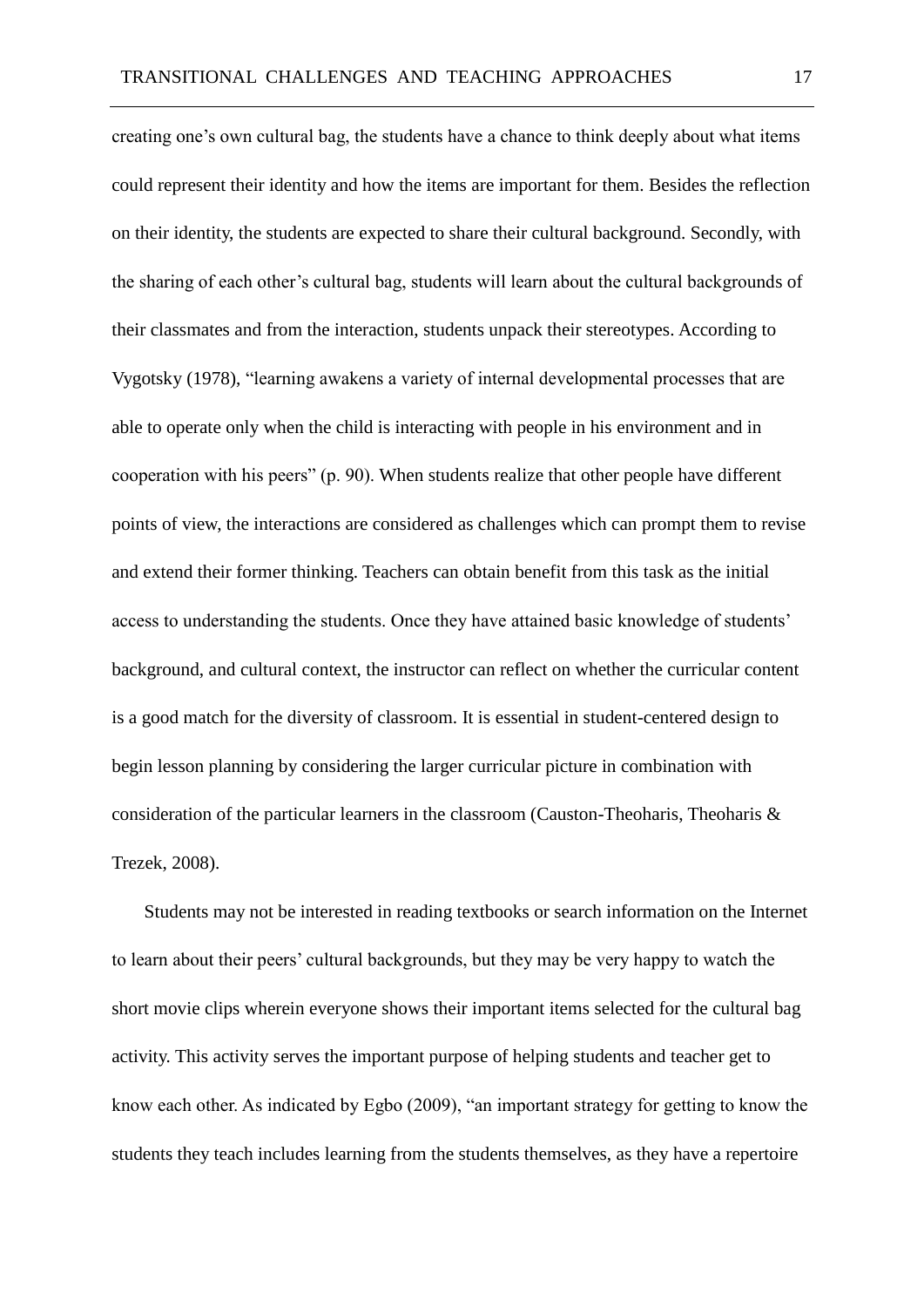creating one's own cultural bag, the students have a chance to think deeply about what items could represent their identity and how the items are important for them. Besides the reflection on their identity, the students are expected to share their cultural background. Secondly, with the sharing of each other's cultural bag, students will learn about the cultural backgrounds of their classmates and from the interaction, students unpack their stereotypes. According to Vygotsky (1978), "learning awakens a variety of internal developmental processes that are able to operate only when the child is interacting with people in his environment and in cooperation with his peers" (p. 90). When students realize that other people have different points of view, the interactions are considered as challenges which can prompt them to revise and extend their former thinking. Teachers can obtain benefit from this task as the initial access to understanding the students. Once they have attained basic knowledge of students' background, and cultural context, the instructor can reflect on whether the curricular content is a good match for the diversity of classroom. It is essential in student-centered design to begin lesson planning by considering the larger curricular picture in combination with consideration of the particular learners in the classroom (Causton-Theoharis, Theoharis & Trezek, 2008).

Students may not be interested in reading textbooks or search information on the Internet to learn about their peers' cultural backgrounds, but they may be very happy to watch the short movie clips wherein everyone shows their important items selected for the cultural bag activity. This activity serves the important purpose of helping students and teacher get to know each other. As indicated by Egbo (2009), "an important strategy for getting to know the students they teach includes learning from the students themselves, as they have a repertoire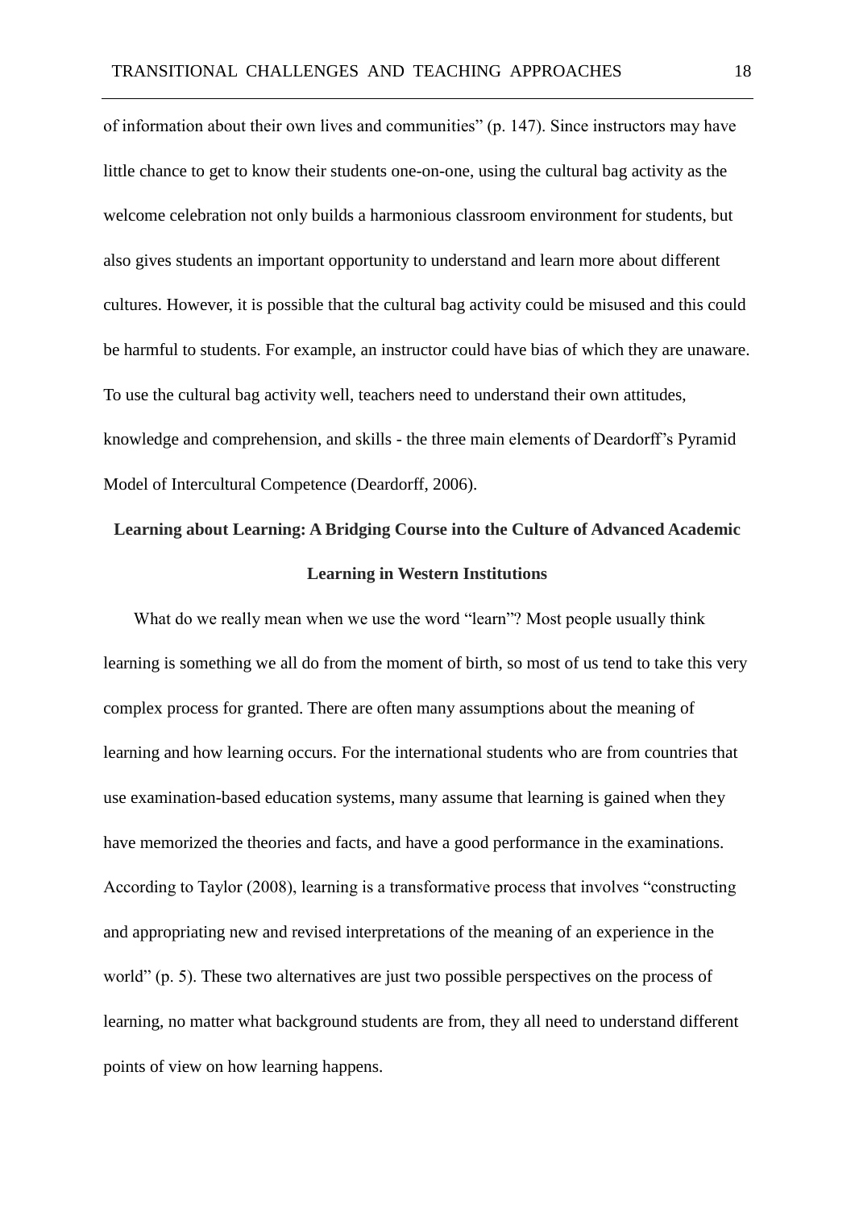of information about their own lives and communities" (p. 147). Since instructors may have little chance to get to know their students one-on-one, using the cultural bag activity as the welcome celebration not only builds a harmonious classroom environment for students, but also gives students an important opportunity to understand and learn more about different cultures. However, it is possible that the cultural bag activity could be misused and this could be harmful to students. For example, an instructor could have bias of which they are unaware. To use the cultural bag activity well, teachers need to understand their own attitudes, knowledge and comprehension, and skills - the three main elements of Deardorff's Pyramid Model of Intercultural Competence (Deardorff, 2006).

## Learning about Learning: A Bridging Course into the Culture of Advanced Academic Learning in Western Institutions

What do we really mean when we use the word "learn"? Most people usually think learning is something we all do from the moment of birth, so most of us tend to take this very complex process for granted. There are often many assumptions about the meaning of learning and how learning occurs. For the international students who are from countries that use examination-based education systems, many assume that learning is gained when they have memorized the theories and facts, and have a good performance in the examinations. According to Taylor (2008), learning is a transformative process that involves "constructing and appropriating new and revised interpretations of the meaning of an experience in the world" (p. 5). These two alternatives are just two possible perspectives on the process of learning, no matter what background students are from, they all need to understand different points of view on how learning happens.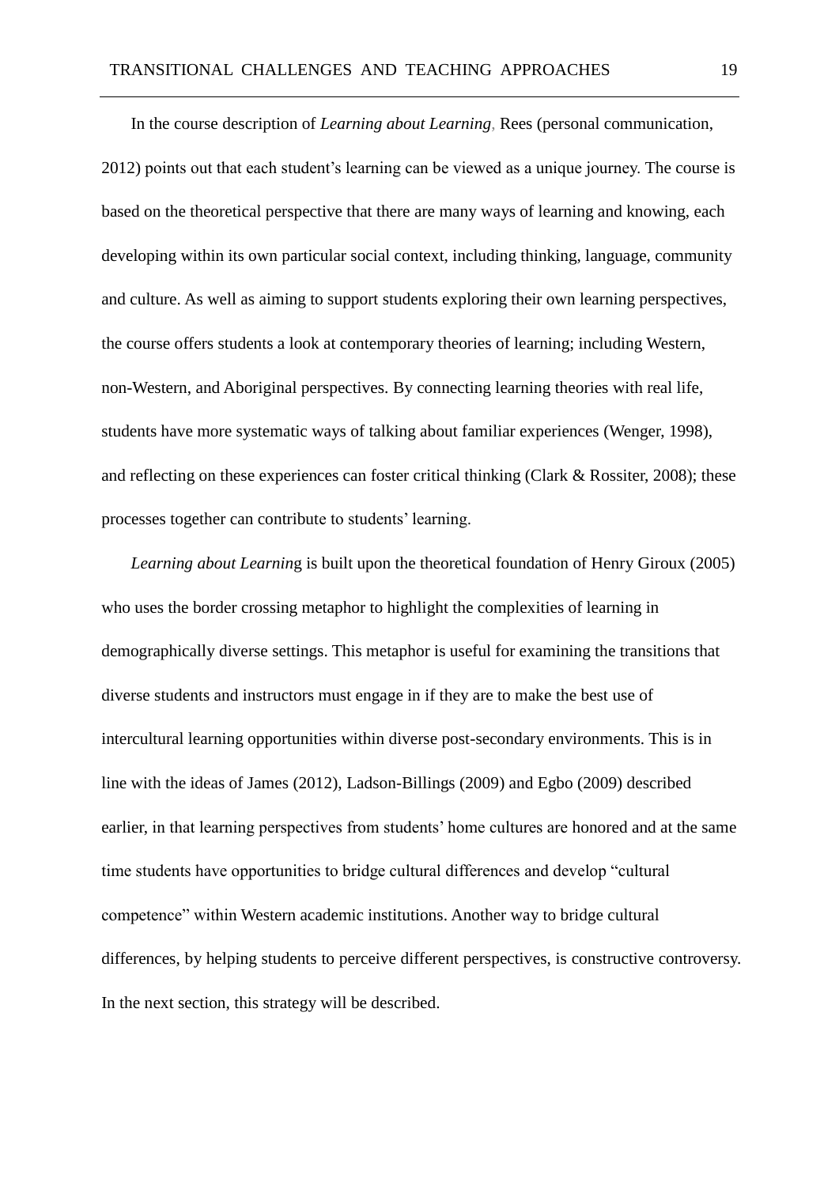In the course description of *Learning about Learning*, Rees (personal communication, 2012) points out that each student's learning can be viewed as a unique journey. The course is based on the theoretical perspective that there are many ways of learning and knowing, each developing within its own particular social context, including thinking, language, community and culture. As well as aiming to support students exploring their own learning perspectives, the course offers students a look at contemporary theories of learning; including Western, non-Western, and Aboriginal perspectives. By connecting learning theories with real life, students have more systematic ways of talking about familiar experiences (Wenger, 1998), and reflecting on these experiences can foster critical thinking (Clark & Rossiter, 2008); these processes together can contribute to students' learning.

*Learning about Learning* is built upon the theoretical foundation of Henry Giroux (2005) who uses the border crossing metaphor to highlight the complexities of learning in demographically diverse settings. This metaphor is useful for examining the transitions that diverse students and instructors must engage in if they are to make the best use of intercultural learning opportunities within diverse post-secondary environments. This is in line with the ideas of James (2012), Ladson-Billings (2009) and Egbo (2009) described earlier, in that learning perspectives from students' home cultures are honored and at the same time students have opportunities to bridge cultural differences and develop "cultural competence" within Western academic institutions. Another way to bridge cultural differences, by helping students to perceive different perspectives, is constructive controversy. In the next section, this strategy will be described.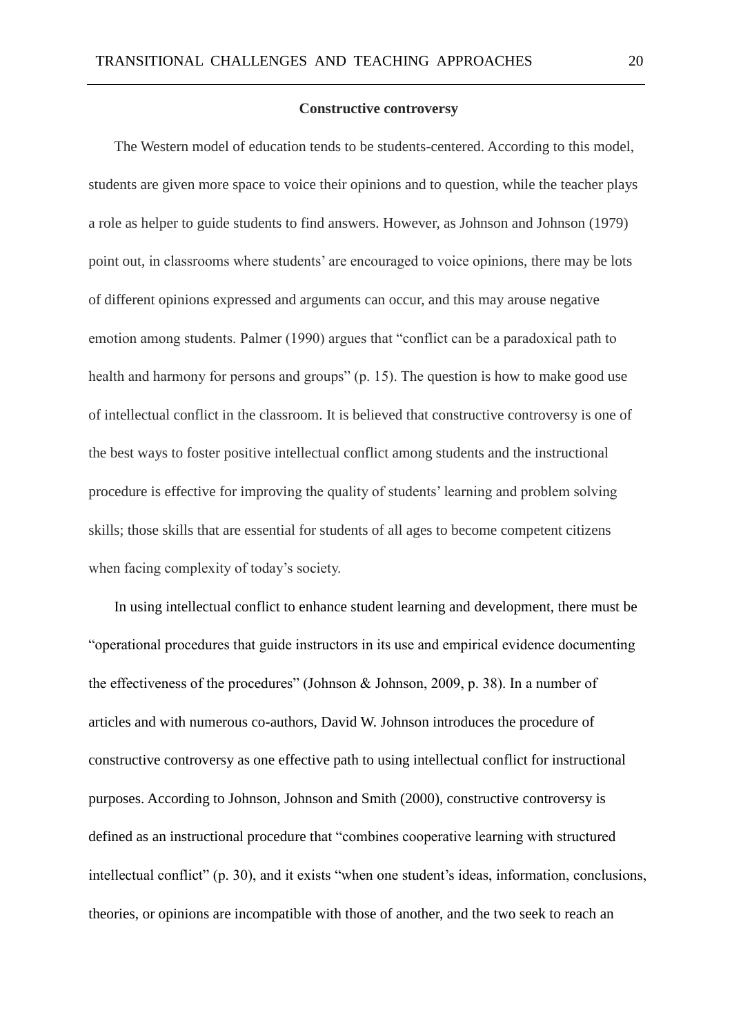## Constructive controversy

The Western model of education tends to be students-centered. According to this model, students are given more space to voice their opinions and to question, while the teacher plays a role as helper to guide students to find answers. However, as Johnson and Johnson (1979) point out, in classrooms where students' are encouraged to voice opinions, there may be lots of different opinions expressed and arguments can occur, and this may arouse negative emotion among students. Palmer (1990) argues that "conflict can be a paradoxical path to health and harmony for persons and groups" (p. 15). The question is how to make good use of intellectual conflict in the classroom. It is believed that constructive controversy is one of the best ways to foster positive intellectual conflict among students and the instructional procedure is effective for improving the quality of students' learning and problem solving skills; those skills that are essential for students of all ages to become competent citizens when facing complexity of today's society.

In using intellectual conflict to enhance student learning and development, there must be "operational procedures that guide instructors in its use and empirical evidence documenting the effectiveness of the procedures" (Johnson & Johnson, 2009, p. 38). In a number of articles and with numerous co-authors, David W. Johnson introduces the procedure of constructive controversy as one effective path to using intellectual conflict for instructional purposes. According to Johnson, Johnson and Smith (2000), constructive controversy is defined as an instructional procedure that "combines cooperative learning with structured intellectual conflict" (p. 30), and it exists "when one student's ideas, information, conclusions, theories, or opinions are incompatible with those of another, and the two seek to reach an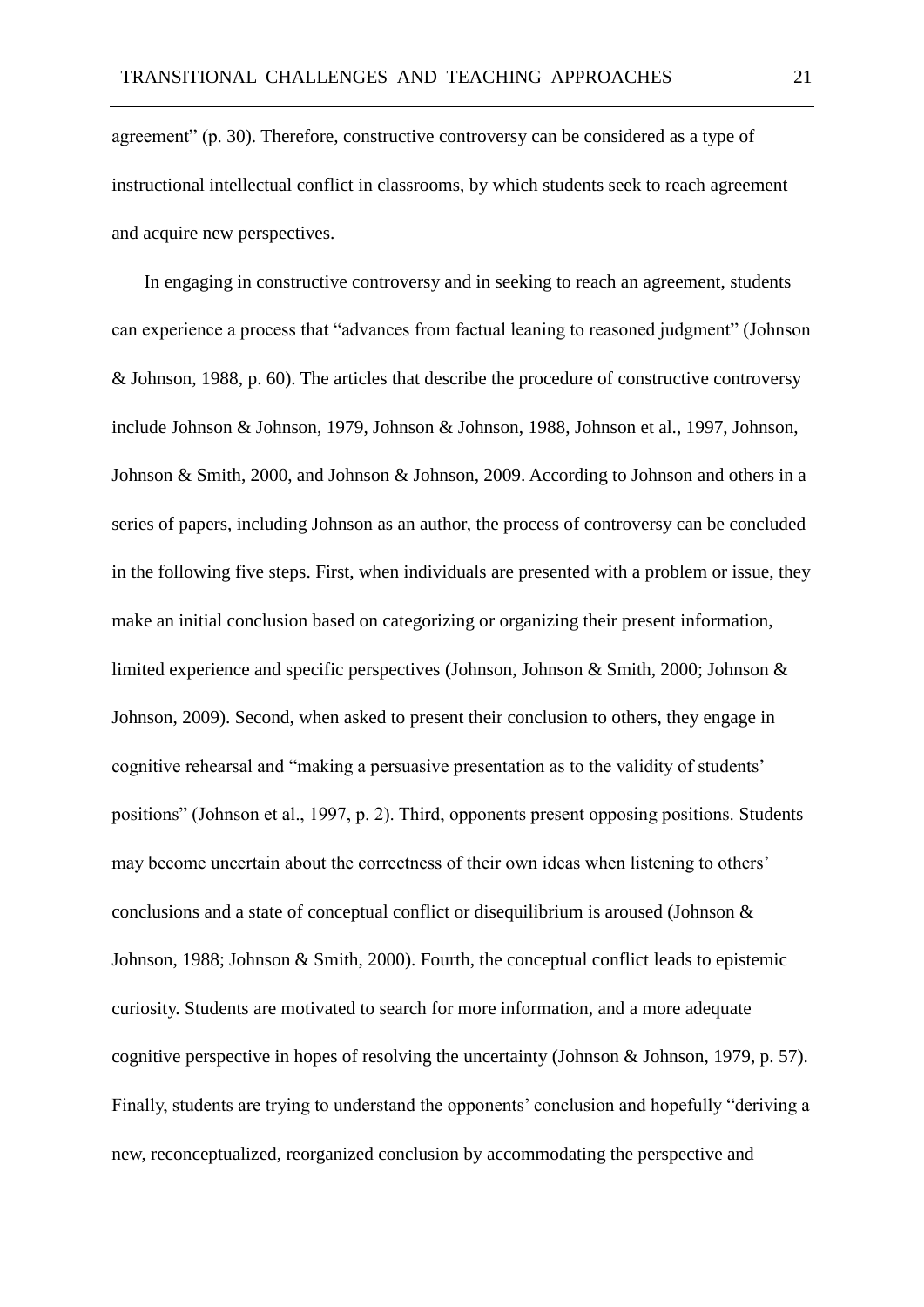agreement" (p. 30). Therefore, constructive controversy can be considered as a type of instructional intellectual conflict in classrooms, by which students seek to reach agreement and acquire new perspectives.

In engaging in constructive controversy and in seeking to reach an agreement, students can experience a process that "advances from factual leaning to reasoned judgment" (Johnson & Johnson, 1988, p. 60). The articles that describe the procedure of constructive controversy include Johnson & Johnson, 1979, Johnson & Johnson, 1988, Johnson et al., 1997, Johnson, Johnson & Smith, 2000, and Johnson & Johnson, 2009. According to Johnson and others in a series of papers, including Johnson as an author, the process of controversy can be concluded in the following five steps. First, when individuals are presented with a problem or issue, they make an initial conclusion based on categorizing or organizing their present information, limited experience and specific perspectives (Johnson, Johnson & Smith, 2000; Johnson & Johnson, 2009). Second, when asked to present their conclusion to others, they engage in cognitive rehearsal and "making a persuasive presentation as to the validity of students' positions" (Johnson et al., 1997, p. 2). Third, opponents present opposing positions. Students may become uncertain about the correctness of their own ideas when listening to others' conclusions and a state of conceptual conflict or disequilibrium is aroused (Johnson & Johnson, 1988; Johnson & Smith, 2000). Fourth, the conceptual conflict leads to epistemic curiosity. Students are motivated to search for more information, and a more adequate cognitive perspective in hopes of resolving the uncertainty (Johnson & Johnson, 1979, p. 57). Finally, students are trying to understand the opponents' conclusion and hopefully "deriving a new, reconceptualized, reorganized conclusion by accommodating the perspective and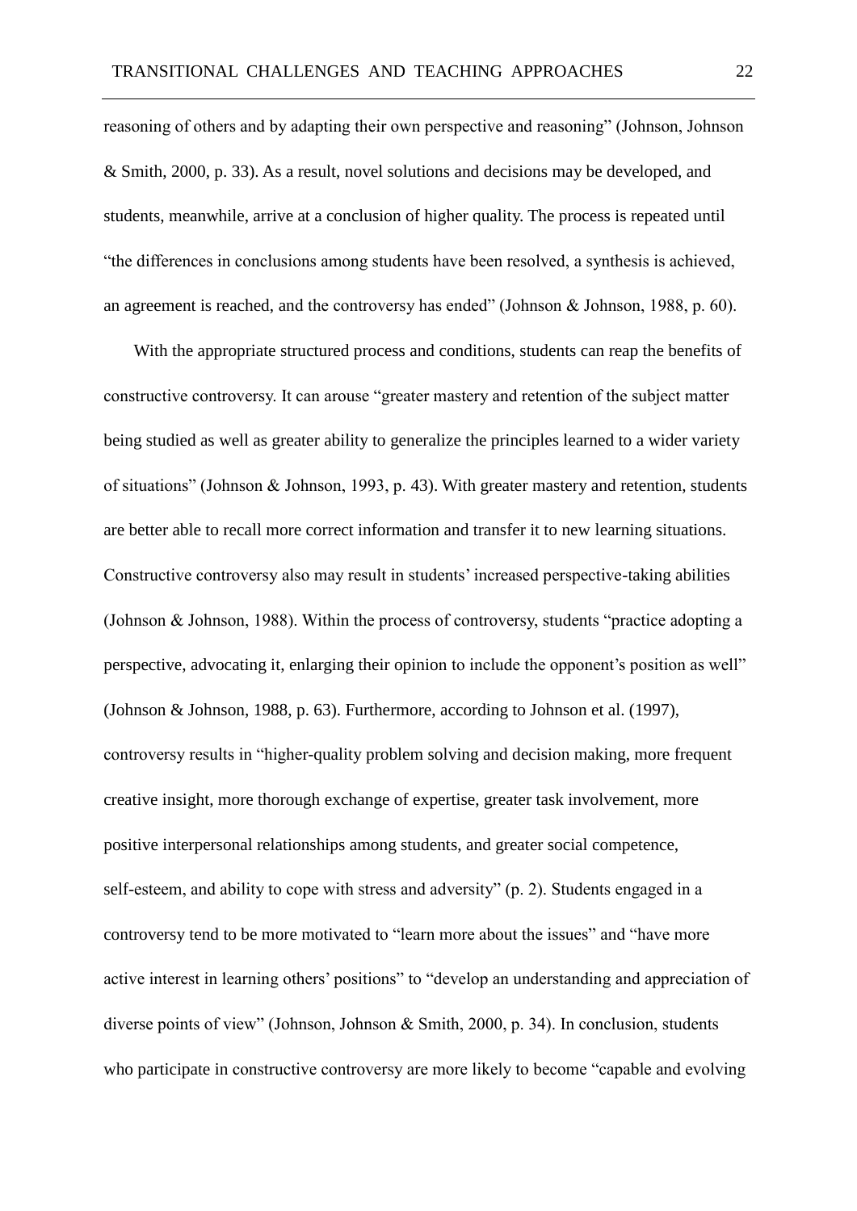reasoning of others and by adapting their own perspective and reasoning" (Johnson, Johnson & Smith, 2000, p. 33). As a result, novel solutions and decisions may be developed, and students, meanwhile, arrive at a conclusion of higher quality. The process is repeated until "the differences in conclusions among students have been resolved, a synthesis is achieved, an agreement is reached, and the controversy has ended" (Johnson & Johnson, 1988, p. 60).

With the appropriate structured process and conditions, students can reap the benefits of constructive controversy. It can arouse "greater mastery and retention of the subject matter being studied as well as greater ability to generalize the principles learned to a wider variety of situations" (Johnson & Johnson, 1993, p. 43). With greater mastery and retention, students are better able to recall more correct information and transfer it to new learning situations. Constructive controversy also may result in students' increased perspective-taking abilities (Johnson & Johnson, 1988). Within the process of controversy, students "practice adopting a perspective, advocating it, enlarging their opinion to include the opponent's position as well" (Johnson & Johnson, 1988, p. 63). Furthermore, according to Johnson et al. (1997), controversy results in "higher-quality problem solving and decision making, more frequent creative insight, more thorough exchange of expertise, greater task involvement, more positive interpersonal relationships among students, and greater social competence, self-esteem, and ability to cope with stress and adversity" (p. 2). Students engaged in a controversy tend to be more motivated to "learn more about the issues" and "have more active interest in learning others' positions" to "develop an understanding and appreciation of diverse points of view" (Johnson, Johnson & Smith, 2000, p. 34). In conclusion, students who participate in constructive controversy are more likely to become "capable and evolving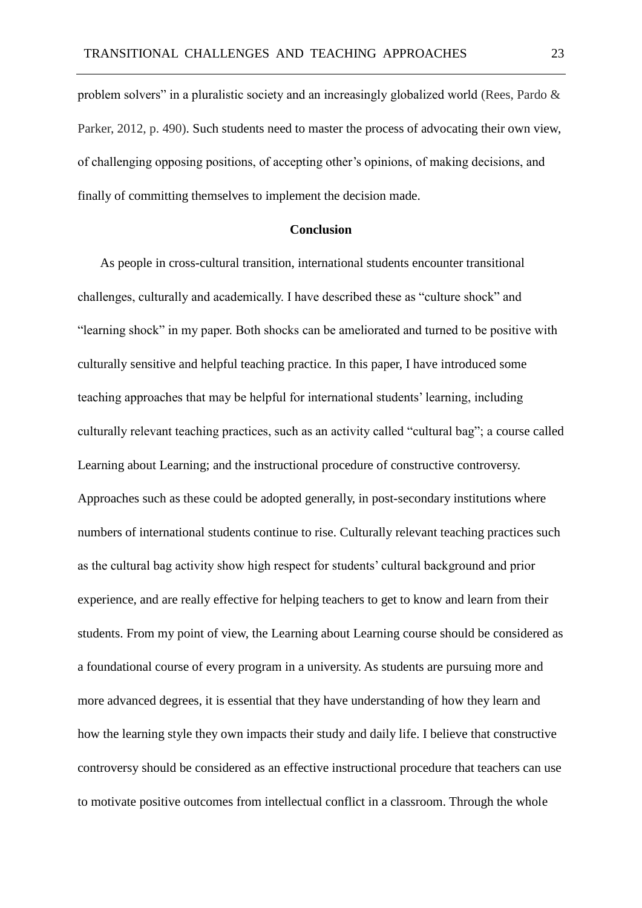problem solvers" in a pluralistic society and an increasingly globalized world (Rees, Pardo & Parker, 2012, p. 490). Such students need to master the process of advocating their own view, of challenging opposing positions, of accepting other's opinions, of making decisions, and finally of committing themselves to implement the decision made.

## Conclusion

As people in cross-cultural transition, international students encounter transitional challenges, culturally and academically. I have described these as "culture shock" and "learning shock" in my paper. Both shocks can be ameliorated and turned to be positive with culturally sensitive and helpful teaching practice. In this paper, I have introduced some teaching approaches that may be helpful for international students' learning, including culturally relevant teaching practices, such as an activity called "cultural bag"; a course called Learning about Learning; and the instructional procedure of constructive controversy. Approaches such as these could be adopted generally, in post-secondary institutions where numbers of international students continue to rise. Culturally relevant teaching practices such as the cultural bag activity show high respect for students' cultural background and prior experience, and are really effective for helping teachers to get to know and learn from their students. From my point of view, the Learning about Learning course should be considered as a foundational course of every program in a university. As students are pursuing more and more advanced degrees, it is essential that they have understanding of how they learn and how the learning style they own impacts their study and daily life. I believe that constructive controversy should be considered as an effective instructional procedure that teachers can use to motivate positive outcomes from intellectual conflict in a classroom. Through the whole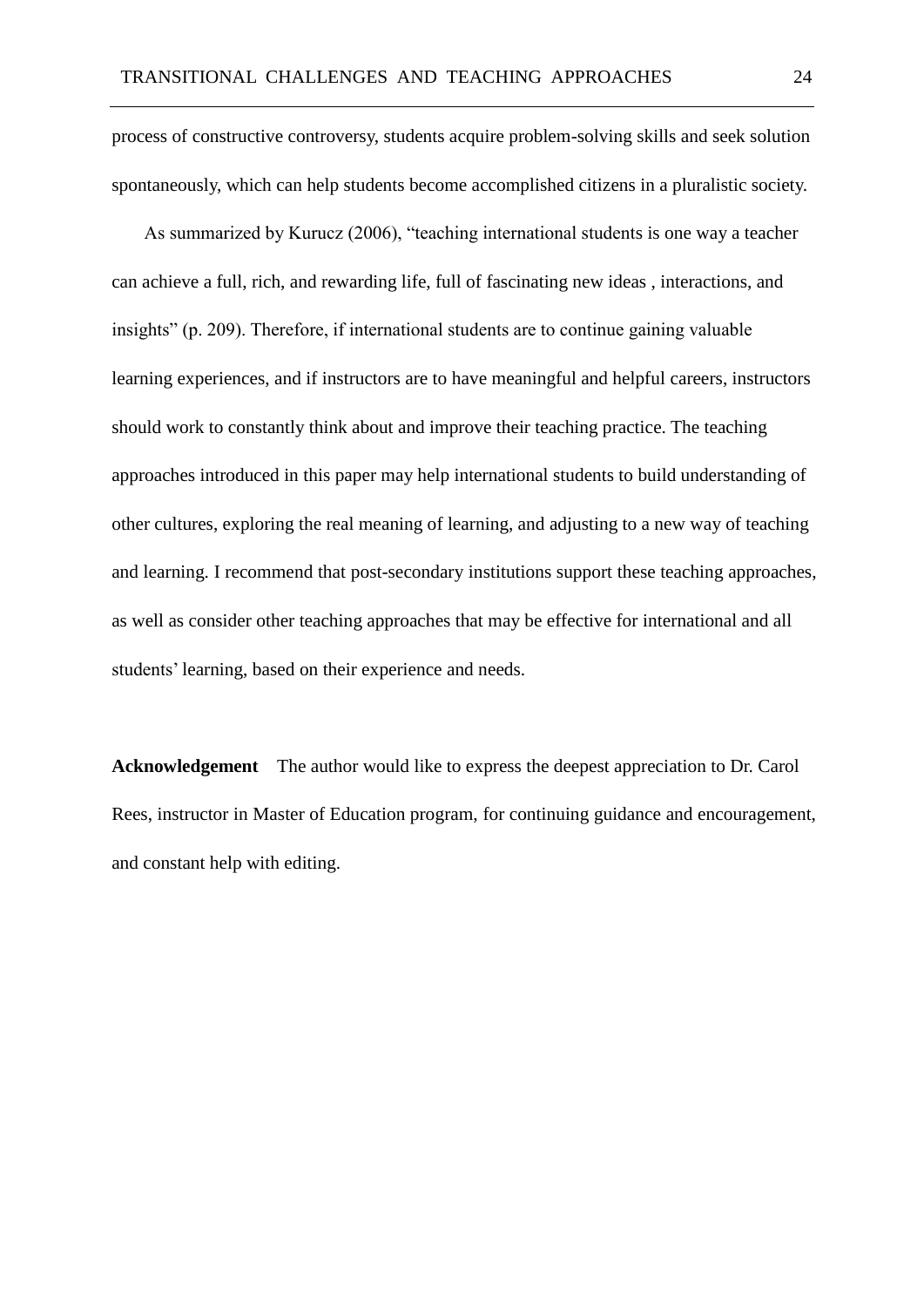process of constructive controversy, students acquire problem-solving skills and seek solution spontaneously, which can help students become accomplished citizens in a pluralistic society.

As summarized by Kurucz (2006), "teaching international students is one way a teacher can achieve a full, rich, and rewarding life, full of fascinating new ideas , interactions, and insights" (p. 209). Therefore, if international students are to continue gaining valuable learning experiences, and if instructors are to have meaningful and helpful careers, instructors should work to constantly think about and improve their teaching practice. The teaching approaches introduced in this paper may help international students to build understanding of other cultures, exploring the real meaning of learning, and adjusting to a new way of teaching and learning. I recommend that post-secondary institutions support these teaching approaches, as well as consider other teaching approaches that may be effective for international and all students' learning, based on their experience and needs.

**Acknowledgement** The author would like to express the deepest appreciation to Dr. Carol Rees, instructor in Master of Education program, for continuing guidance and encouragement, and constant help with editing.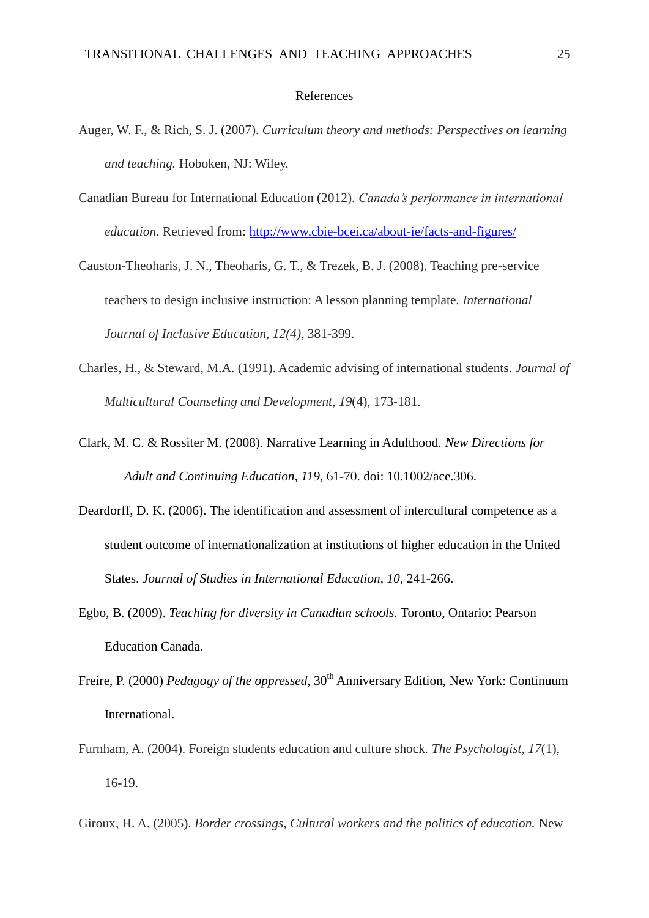# References

Auger, W. F., & Rich, S. J. (2007). *Curriculum theory and methods: Perspectives on learning and teaching.* Hoboken, NJ: Wiley.

Canadian Bureau for International Education (2012). *Canada's performance in international education*. Retrieved from: http://www.cbie-bcei.ca/about-ie/facts-and-figures/

Causton-Theoharis, J. N., Theoharis, G. T., & Trezek, B. J. (2008). Teaching pre-service teachers to design inclusive instruction: A lesson planning template. *International Journal of Inclusive Education, 12(4),* 381-399.

Charles, H., & Steward, M.A. (1991). Academic advising of international students. *Journal of Multicultural Counseling and Development*, *19*(4), 173-181.

Clark, M. C. & Rossiter M. (2008). Narrative Learning in Adulthood. *New Directions for Adult and Continuing Education*, *119,* 61-70. doi: 10.1002/ace.306.

Deardorff, D. K. (2006). The identification and assessment of intercultural competence as a student outcome of internationalization at institutions of higher education in the United States. *Journal of Studies in International Education, 10,* 241-266.

Egbo, B. (2009). *Teaching for diversity in Canadian schools.* Toronto, Ontario: Pearson Education Canada.

Freire, P. (2000) *Pedagogy of the oppressed*, 30th Anniversary Edition, New York: Continuum International.

Furnham, A. (2004). Foreign students education and culture shock. *The Psychologist*, *17*(1), 16-19.

Giroux, H. A. (2005). *Border crossings, Cultural workers and the politics of education.* New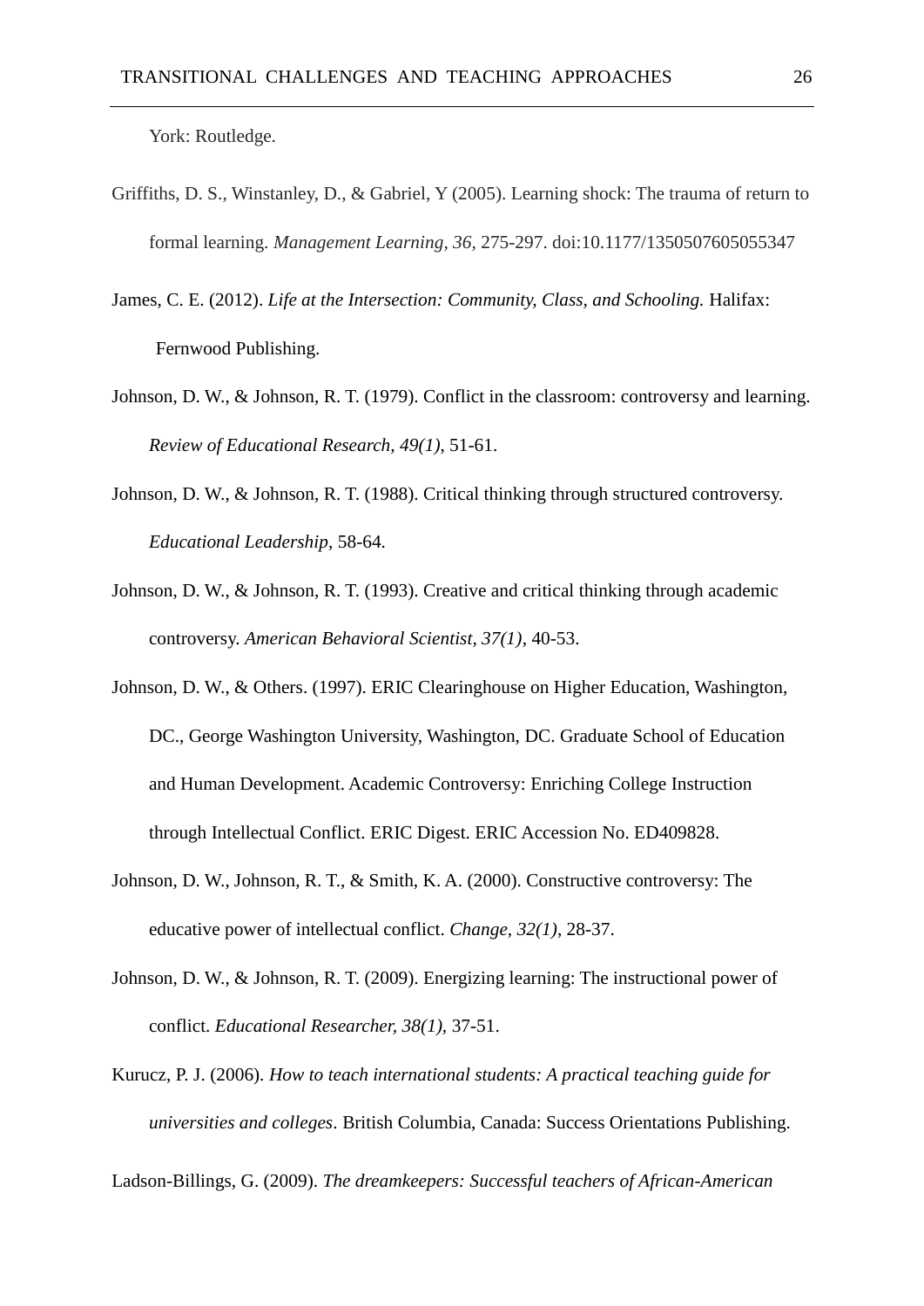York: Routledge.

Griffiths, D. S., Winstanley, D., & Gabriel, Y (2005). Learning shock: The trauma of return to formal learning. *Management Learning, 36,* 275-297. doi:10.1177/1350507605055347

James, C. E. (2012). *Life at the Intersection: Community, Class, and Schooling.* Halifax: Fernwood Publishing.

Johnson, D. W., & Johnson, R. T. (1979). Conflict in the classroom: controversy and learning. *Review of Educational Research, 49(1),* 51-61.

Johnson, D. W., & Johnson, R. T. (1988). Critical thinking through structured controversy. *Educational Leadership,* 58-64.

Johnson, D. W., & Johnson, R. T. (1993). Creative and critical thinking through academic controversy. *American Behavioral Scientist, 37(1),* 40-53.

Johnson, D. W., & Others. (1997). ERIC Clearinghouse on Higher Education, Washington, DC., George Washington University, Washington, DC. Graduate School of Education and Human Development. Academic Controversy: Enriching College Instruction through Intellectual Conflict. ERIC Digest. ERIC Accession No. ED409828.

Johnson, D. W., Johnson, R. T., & Smith, K. A. (2000). Constructive controversy: The educative power of intellectual conflict. *Change, 32(1)*, 28-37.

Johnson, D. W., & Johnson, R. T. (2009). Energizing learning: The instructional power of conflict. *Educational Researcher, 38(1),* 37-51.

Kurucz, P. J. (2006). *How to teach international students: A practical teaching guide for universities and colleges*. British Columbia, Canada: Success Orientations Publishing.

Ladson-Billings, G. (2009). *The dreamkeepers: Successful teachers of African-American*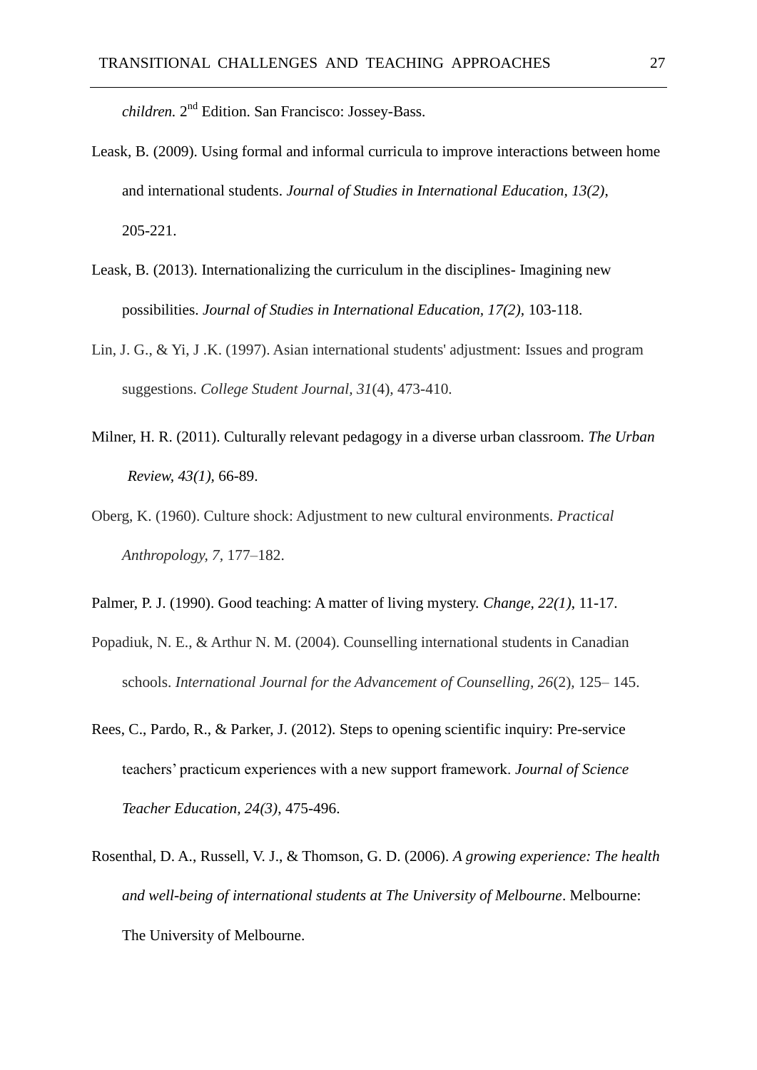*children.* 2nd Edition. San Francisco: Jossey-Bass.

Leask, B. (2009). Using formal and informal curricula to improve interactions between home and international students. *Journal of Studies in International Education, 13(2)*, 205-221.

Leask, B. (2013). Internationalizing the curriculum in the disciplines- Imagining new possibilities. *Journal of Studies in International Education, 17(2)*, 103-118.

Lin, J. G., & Yi, J .K. (1997). Asian international students' adjustment: Issues and program suggestions. *College Student Journal, 31*(4), 473-410.

Milner, H. R. (2011). Culturally relevant pedagogy in a diverse urban classroom. *The Urban Review, 43(1),* 66-89.

Oberg, K. (1960). Culture shock: Adjustment to new cultural environments. *Practical Anthropology, 7,* 177–182.

Palmer, P. J. (1990). Good teaching: A matter of living mystery. *Change, 22(1)*, 11-17.

Popadiuk, N. E., & Arthur N. M. (2004). Counselling international students in Canadian schools. *International Journal for the Advancement of Counselling, 26*(2), 125– 145.

Rees, C., Pardo, R., & Parker, J. (2012). Steps to opening scientific inquiry: Pre-service teachers' practicum experiences with a new support framework. *Journal of Science Teacher Education, 24(3)*, 475-496.

Rosenthal, D. A., Russell, V. J., & Thomson, G. D. (2006). *A growing experience: The health and well-being of international students at The University of Melbourne*. Melbourne: The University of Melbourne.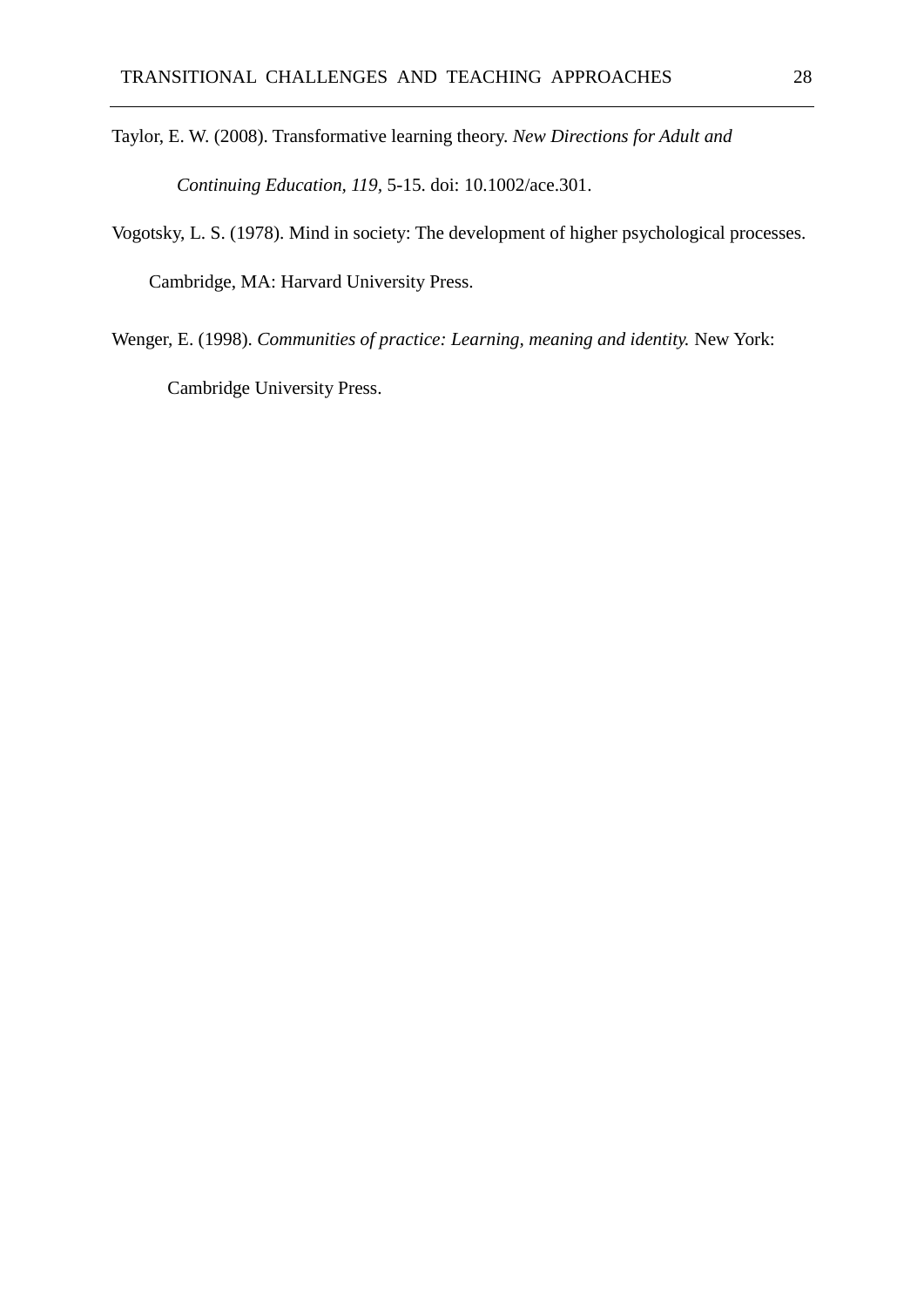Taylor, E. W. (2008). Transformative learning theory. *New Directions for Adult and Continuing Education, 119*, 5-15. doi: 10.1002/ace.301.

Vogotsky, L. S. (1978). Mind in society: The development of higher psychological processes. Cambridge, MA: Harvard University Press.

Wenger, E. (1998). *Communities of practice: Learning, meaning and identity.* New York: Cambridge University Press.